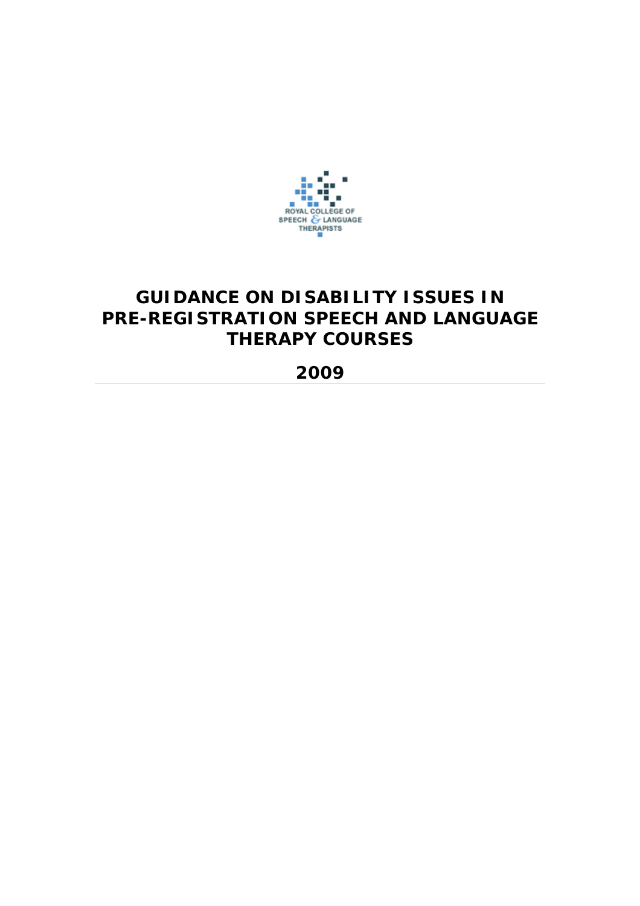ROYAL COLLEGE OF SPEECH & LANGUAGE THERAPISTS

# GUIDANCE ON DISABILITY ISSUES IN PRE-REGISTRATION SPEECH AND LANGUAGE THERAPY COURSES

## 2009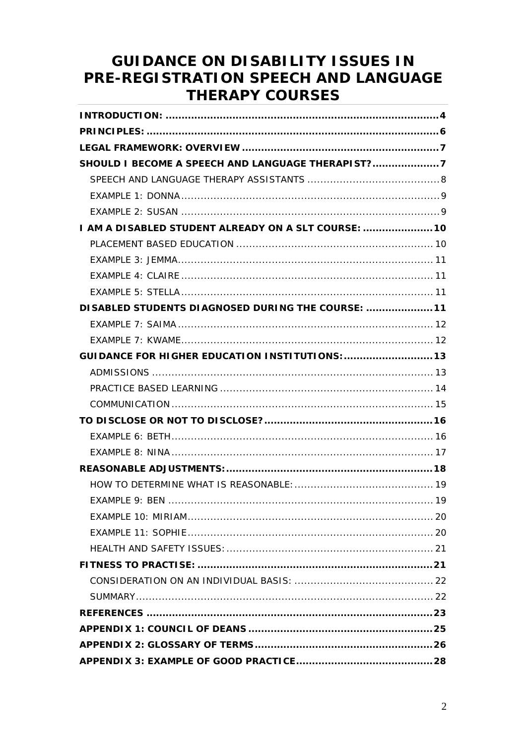# GUIDANCE ON DISABILITY ISSUES IN PRE-REGISTRATION SPEECH AND LANGUAGE THERAPY COURSES

**INTRODUCTION:** ..................................................................................... **4**

**PRINCIPLES:** ........................................................................................... **6**

**LEGAL FRAMEWORK: OVERVIEW** ............................................................. **7**

**SHOULD I BECOME A SPEECH AND LANGUAGE THERAPIST?** ..................... **7**

- SPEECH AND LANGUAGE THERAPY ASSISTANTS ........................................ 8
- EXAMPLE 1: DONNA ................................................................................ 9
- EXAMPLE 2: SUSAN ................................................................................ 9

**I AM A DISABLED STUDENT ALREADY ON A SLT COURSE:** ...................... **10**

- PLACEMENT BASED EDUCATION ............................................................ 10
- EXAMPLE 3: JEMMA................................................................................ 11
- EXAMPLE 4: CLAIRE ............................................................................... 11
- EXAMPLE 5: STELLA ............................................................................... 11

**DISABLED STUDENTS DIAGNOSED DURING THE COURSE:** ..................... **11**

- EXAMPLE 7: SAIMA ................................................................................ 12
- EXAMPLE 7: KWAME............................................................................... 12

**GUIDANCE FOR HIGHER EDUCATION INSTITUTIONS:** ............................ **13**

- ADMISSIONS .......................................................................................... 13
- PRACTICE BASED LEARNING .................................................................. 14
- COMMUNICATION ................................................................................... 15

**TO DISCLOSE OR NOT TO DISCLOSE?** ..................................................... **16**

- EXAMPLE 6: BETH................................................................................... 16
- EXAMPLE 8: NINA ................................................................................... 17

**REASONABLE ADJUSTMENTS:** ................................................................. **18**

- HOW TO DETERMINE WHAT IS REASONABLE: .......................................... 19
- EXAMPLE 9: BEN .................................................................................... 19
- EXAMPLE 10: MIRIAM............................................................................. 20
- EXAMPLE 11: SOPHIE ............................................................................. 20
- HEALTH AND SAFETY ISSUES: ................................................................ 21

**FITNESS TO PRACTISE:** .......................................................................... **21**

- CONSIDERATION ON AN INDIVIDUAL BASIS: ........................................... 22
- SUMMARY ............................................................................................. 22

**REFERENCES** .......................................................................................... **23**

**APPENDIX 1: COUNCIL OF DEANS** .......................................................... **25**

**APPENDIX 2: GLOSSARY OF TERMS** ........................................................ **26**

**APPENDIX 3: EXAMPLE OF GOOD PRACTICE** ........................................... **28**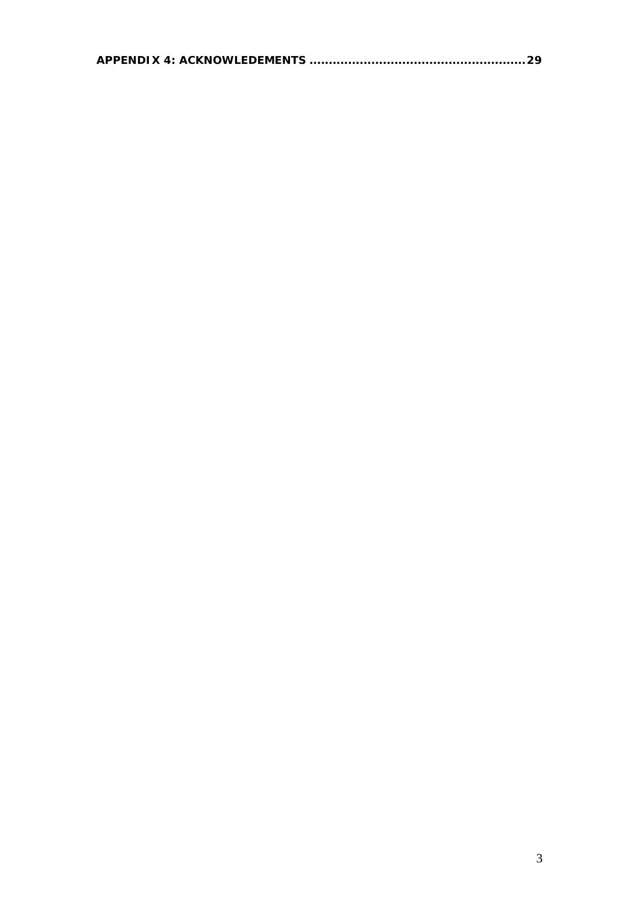**APPENDIX 4: ACKNOWLEDEMENTS ........................................................ 29**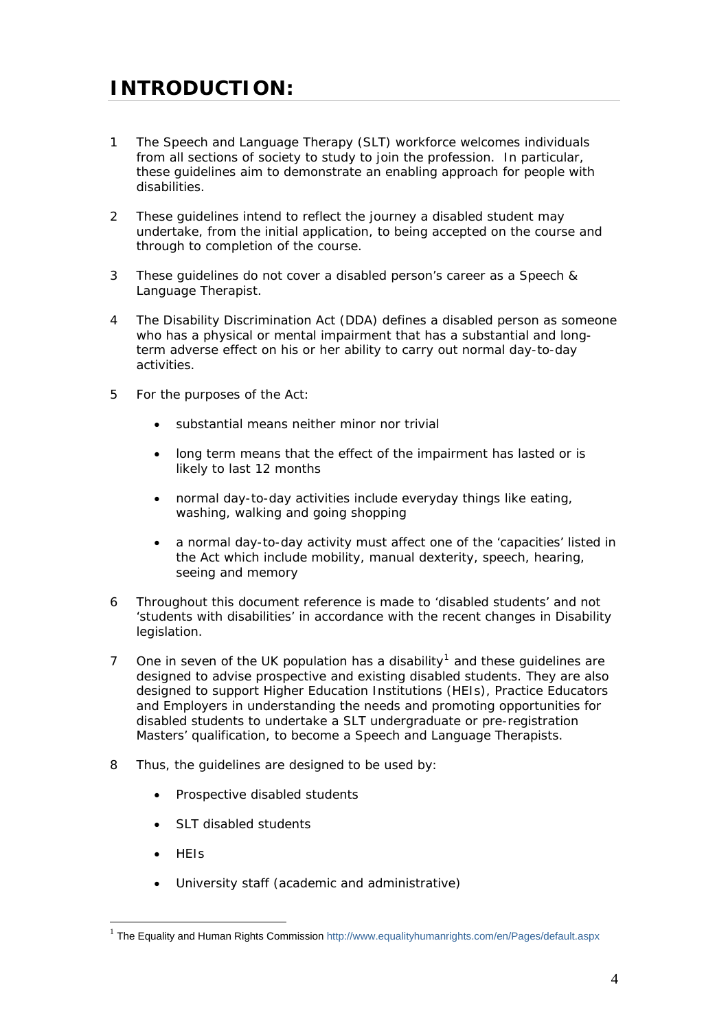# INTRODUCTION:

1 The Speech and Language Therapy (SLT) workforce welcomes individuals from all sections of society to study to join the profession. In particular, these guidelines aim to demonstrate an enabling approach for people with disabilities.

2 These guidelines intend to reflect the journey a disabled student may undertake, from the initial application, to being accepted on the course and through to completion of the course.

3 These guidelines do not cover a disabled person's career as a Speech & Language Therapist.

4 The Disability Discrimination Act (DDA) defines a disabled person as someone who has a physical or mental impairment that has a substantial and long-term adverse effect on his or her ability to carry out normal day-to-day activities.

5 For the purposes of the Act:

- substantial means neither minor nor trivial
- long term means that the effect of the impairment has lasted or is likely to last 12 months
- normal day-to-day activities include everyday things like eating, washing, walking and going shopping
- a normal day-to-day activity must affect one of the 'capacities' listed in the Act which include mobility, manual dexterity, speech, hearing, seeing and memory

6 Throughout this document reference is made to 'disabled students' and not 'students with disabilities' in accordance with the recent changes in Disability legislation.

7 One in seven of the UK population has a disability[1] and these guidelines are designed to advise prospective and existing disabled students. They are also designed to support Higher Education Institutions (HEIs), Practice Educators and Employers in understanding the needs and promoting opportunities for disabled students to undertake a SLT undergraduate or pre-registration Masters' qualification, to become a Speech and Language Therapists.

8 Thus, the guidelines are designed to be used by:

- Prospective disabled students
- SLT disabled students
- HEIs
- University staff (academic and administrative)

[1] The Equality and Human Rights Commission http://www.equalityhumanrights.com/en/Pages/default.aspx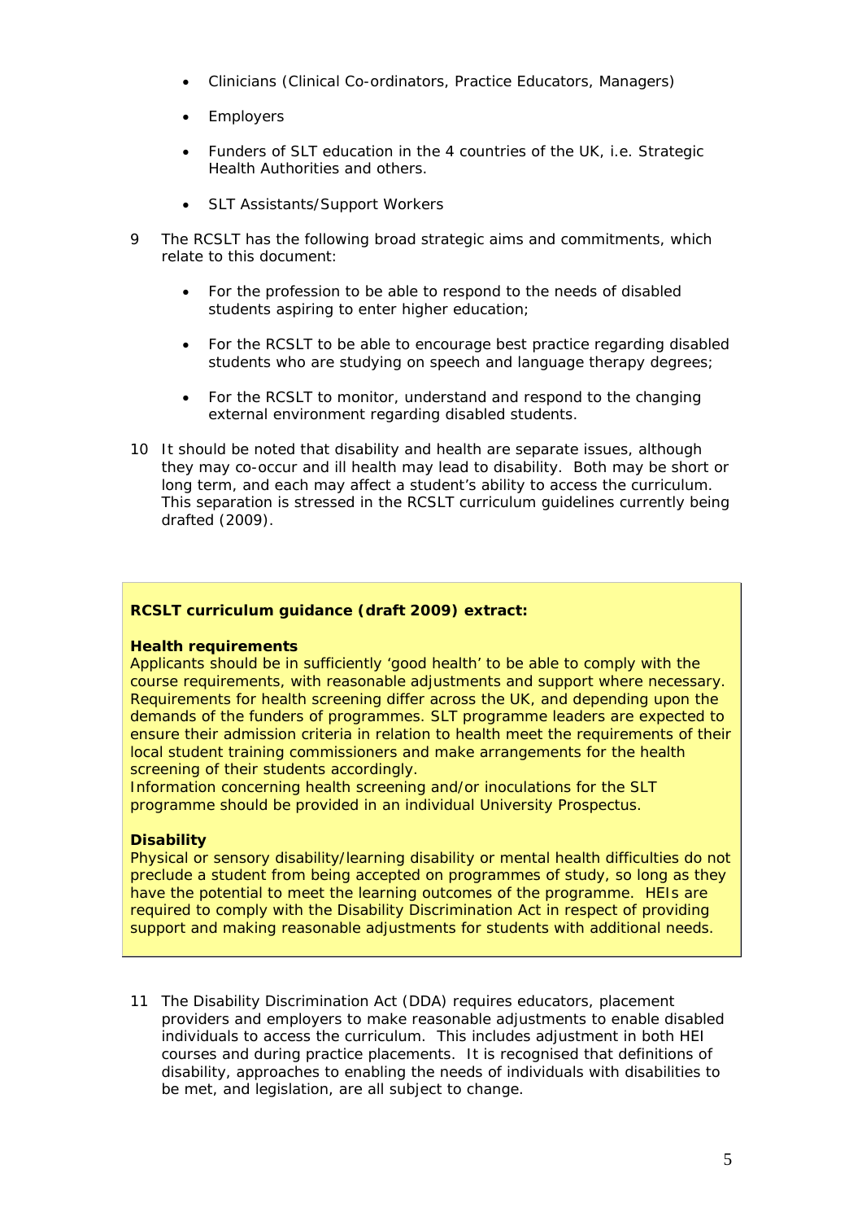- Clinicians (Clinical Co-ordinators, Practice Educators, Managers)
- Employers
- Funders of SLT education in the 4 countries of the UK, i.e. Strategic Health Authorities and others.
- SLT Assistants/Support Workers

9 The RCSLT has the following broad strategic aims and commitments, which relate to this document:

- For the profession to be able to respond to the needs of disabled students aspiring to enter higher education;
- For the RCSLT to be able to encourage best practice regarding disabled students who are studying on speech and language therapy degrees;
- For the RCSLT to monitor, understand and respond to the changing external environment regarding disabled students.

10 It should be noted that disability and health are separate issues, although they may co-occur and ill health may lead to disability. Both may be short or long term, and each may affect a student's ability to access the curriculum. This separation is stressed in the RCSLT curriculum guidelines currently being drafted (2009).

**RCSLT curriculum guidance (draft 2009) extract:**

**Health requirements**
Applicants should be in sufficiently 'good health' to be able to comply with the course requirements, with reasonable adjustments and support where necessary. Requirements for health screening differ across the UK, and depending upon the demands of the funders of programmes. SLT programme leaders are expected to ensure their admission criteria in relation to health meet the requirements of their local student training commissioners and make arrangements for the health screening of their students accordingly.
Information concerning health screening and/or inoculations for the SLT programme should be provided in an individual University Prospectus.

**Disability**
Physical or sensory disability/learning disability or mental health difficulties do not preclude a student from being accepted on programmes of study, so long as they have the potential to meet the learning outcomes of the programme. HEIs are required to comply with the Disability Discrimination Act in respect of providing support and making reasonable adjustments for students with additional needs.

11 The Disability Discrimination Act (DDA) requires educators, placement providers and employers to make reasonable adjustments to enable disabled individuals to access the curriculum. This includes adjustment in both HEI courses and during practice placements. It is recognised that definitions of disability, approaches to enabling the needs of individuals with disabilities to be met, and legislation, are all subject to change.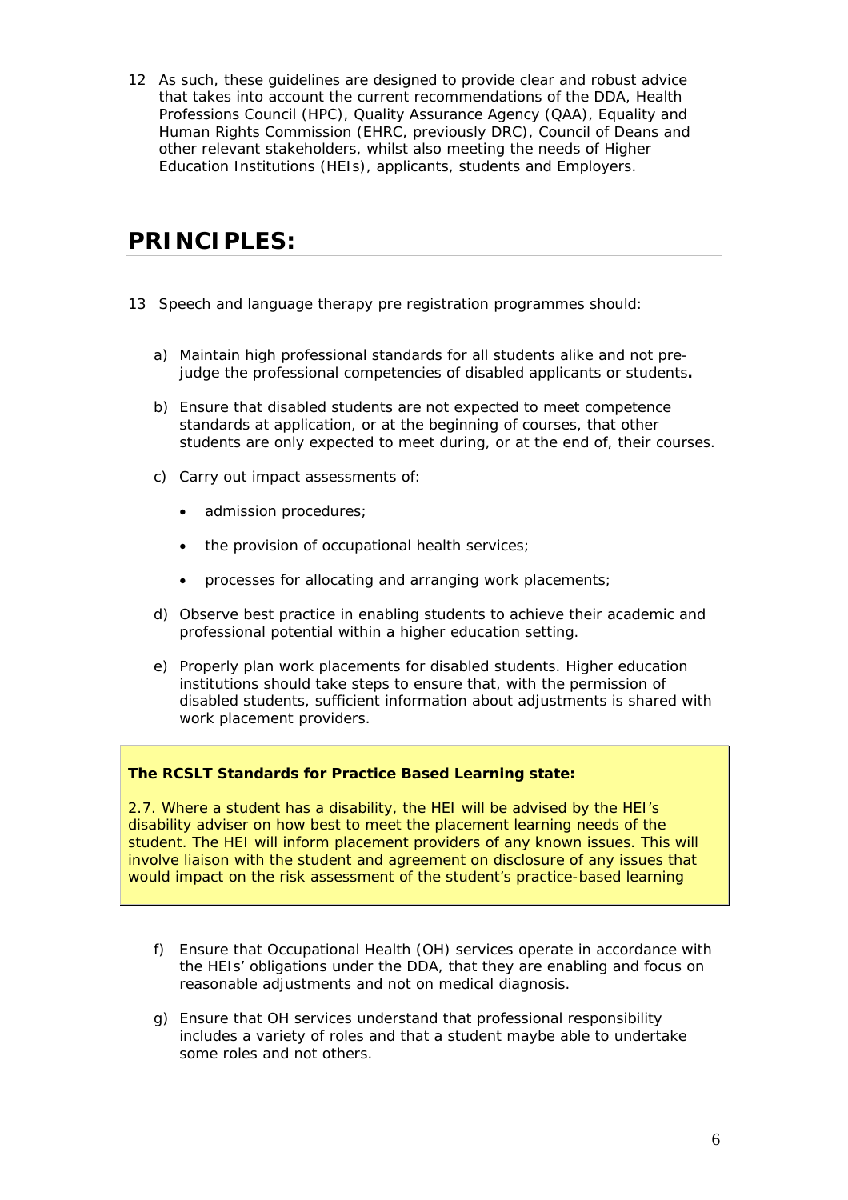12 As such, these guidelines are designed to provide clear and robust advice that takes into account the current recommendations of the DDA, Health Professions Council (HPC), Quality Assurance Agency (QAA), Equality and Human Rights Commission (EHRC, previously DRC), Council of Deans and other relevant stakeholders, whilst also meeting the needs of Higher Education Institutions (HEIs), applicants, students and Employers.

# PRINCIPLES:

13 Speech and language therapy pre registration programmes should:

a) Maintain high professional standards for all students alike and not pre-judge the professional competencies of disabled applicants or students**.**

b) Ensure that disabled students are not expected to meet competence standards at application, or at the beginning of courses, that other students are only expected to meet during, or at the end of, their courses.

c) Carry out impact assessments of:

- admission procedures;
- the provision of occupational health services;
- processes for allocating and arranging work placements;

d) Observe best practice in enabling students to achieve their academic and professional potential within a higher education setting.

e) Properly plan work placements for disabled students. Higher education institutions should take steps to ensure that, with the permission of disabled students, sufficient information about adjustments is shared with work placement providers.

> **The RCSLT Standards for Practice Based Learning state:**
>
> 2.7. Where a student has a disability, the HEI will be advised by the HEI's disability adviser on how best to meet the placement learning needs of the student. The HEI will inform placement providers of any known issues. This will involve liaison with the student and agreement on disclosure of any issues that would impact on the risk assessment of the student's practice-based learning

f) Ensure that Occupational Health (OH) services operate in accordance with the HEIs' obligations under the DDA, that they are enabling and focus on reasonable adjustments and not on medical diagnosis.

g) Ensure that OH services understand that professional responsibility includes a variety of roles and that a student maybe able to undertake some roles and not others.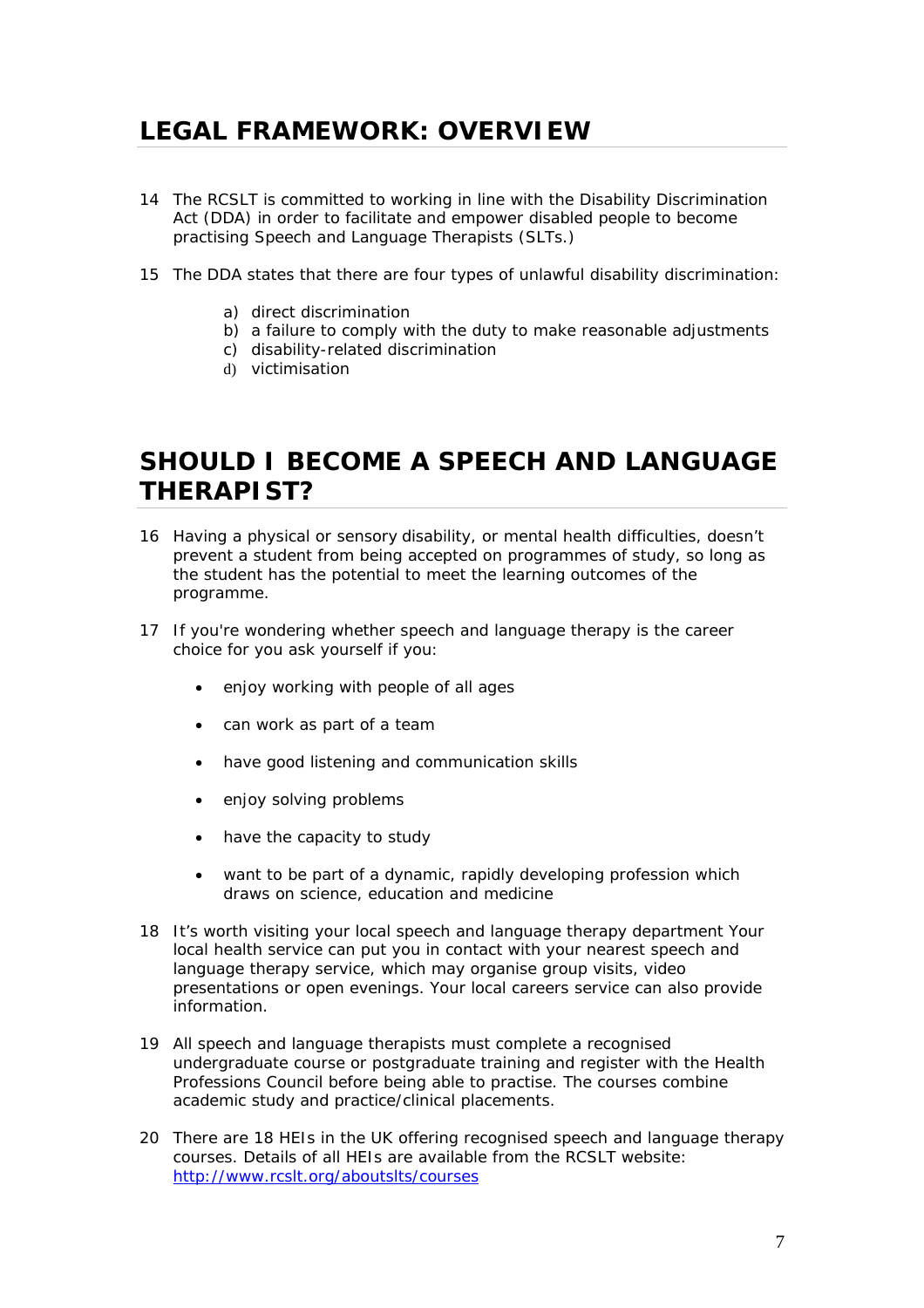## LEGAL FRAMEWORK: OVERVIEW

14 The RCSLT is committed to working in line with the Disability Discrimination Act (DDA) in order to facilitate and empower disabled people to become practising Speech and Language Therapists (SLTs.)

15 The DDA states that there are four types of unlawful disability discrimination:

a) direct discrimination
b) a failure to comply with the duty to make reasonable adjustments
c) disability-related discrimination
d) victimisation

## SHOULD I BECOME A SPEECH AND LANGUAGE THERAPIST?

16 Having a physical or sensory disability, or mental health difficulties, doesn't prevent a student from being accepted on programmes of study, so long as the student has the potential to meet the learning outcomes of the programme.

17 If you're wondering whether speech and language therapy is the career choice for you ask yourself if you:

- enjoy working with people of all ages
- can work as part of a team
- have good listening and communication skills
- enjoy solving problems
- have the capacity to study
- want to be part of a dynamic, rapidly developing profession which draws on science, education and medicine

18 It's worth visiting your local speech and language therapy department Your local health service can put you in contact with your nearest speech and language therapy service, which may organise group visits, video presentations or open evenings. Your local careers service can also provide information.

19 All speech and language therapists must complete a recognised undergraduate course or postgraduate training and register with the Health Professions Council before being able to practise. The courses combine academic study and practice/clinical placements.

20 There are 18 HEIs in the UK offering recognised speech and language therapy courses. Details of all HEIs are available from the RCSLT website: [http://www.rcslt.org/aboutslts/courses](http://www.rcslt.org/aboutslts/courses)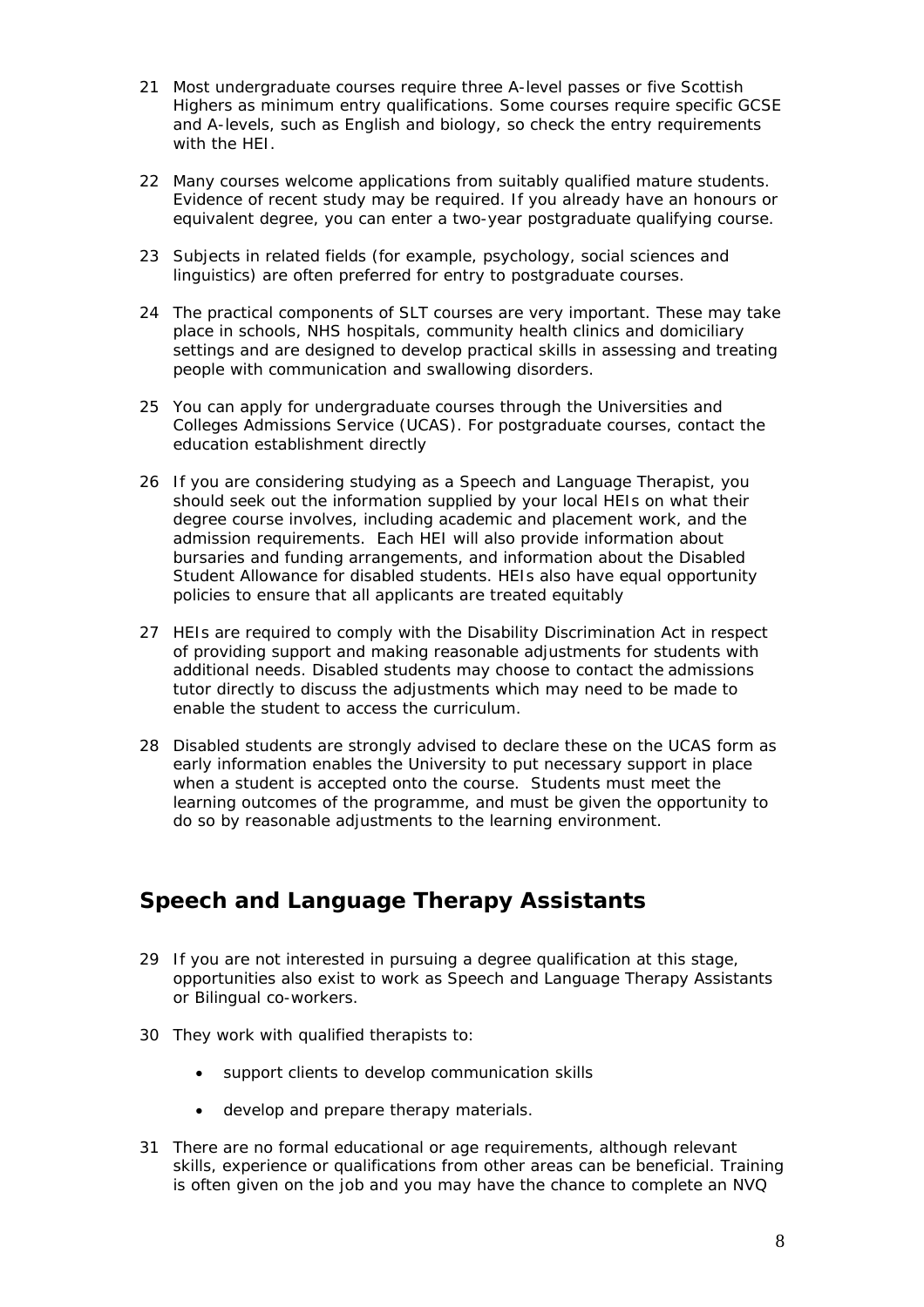21 Most undergraduate courses require three A-level passes or five Scottish Highers as minimum entry qualifications. Some courses require specific GCSE and A-levels, such as English and biology, so check the entry requirements with the HEI.

22 Many courses welcome applications from suitably qualified mature students. Evidence of recent study may be required. If you already have an honours or equivalent degree, you can enter a two-year postgraduate qualifying course.

23 Subjects in related fields (for example, psychology, social sciences and linguistics) are often preferred for entry to postgraduate courses.

24 The practical components of SLT courses are very important. These may take place in schools, NHS hospitals, community health clinics and domiciliary settings and are designed to develop practical skills in assessing and treating people with communication and swallowing disorders.

25 You can apply for undergraduate courses through the Universities and Colleges Admissions Service (UCAS). For postgraduate courses, contact the education establishment directly

26 If you are considering studying as a Speech and Language Therapist, you should seek out the information supplied by your local HEIs on what their degree course involves, including academic and placement work, and the admission requirements. Each HEI will also provide information about bursaries and funding arrangements, and information about the Disabled Student Allowance for disabled students. HEIs also have equal opportunity policies to ensure that all applicants are treated equitably

27 HEIs are required to comply with the Disability Discrimination Act in respect of providing support and making reasonable adjustments for students with additional needs. Disabled students may choose to contact the admissions tutor directly to discuss the adjustments which may need to be made to enable the student to access the curriculum.

28 Disabled students are strongly advised to declare these on the UCAS form as early information enables the University to put necessary support in place when a student is accepted onto the course. Students must meet the learning outcomes of the programme, and must be given the opportunity to do so by reasonable adjustments to the learning environment.

## Speech and Language Therapy Assistants

29 If you are not interested in pursuing a degree qualification at this stage, opportunities also exist to work as Speech and Language Therapy Assistants or Bilingual co-workers.

30 They work with qualified therapists to:

- support clients to develop communication skills
- develop and prepare therapy materials.

31 There are no formal educational or age requirements, although relevant skills, experience or qualifications from other areas can be beneficial. Training is often given on the job and you may have the chance to complete an NVQ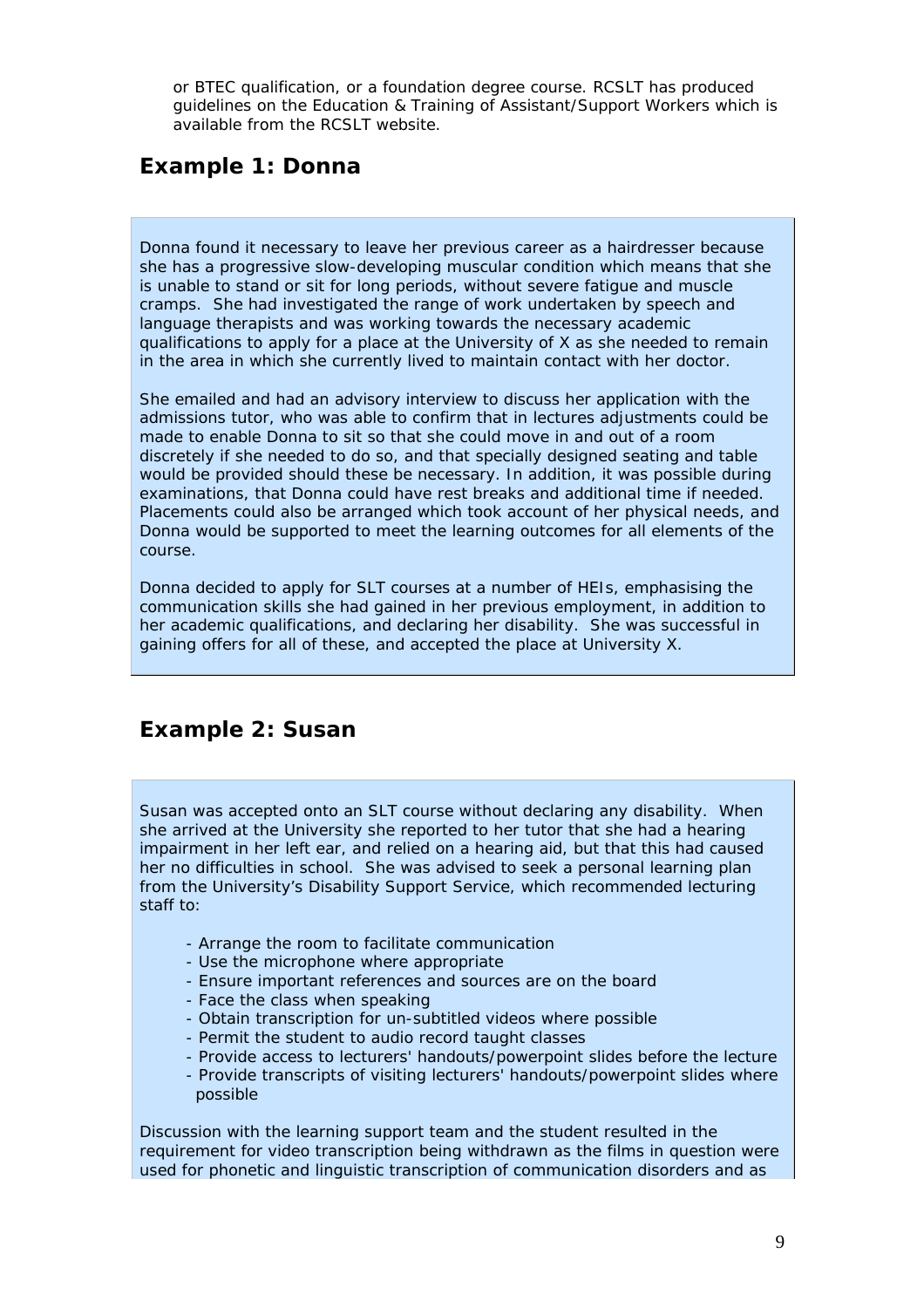or BTEC qualification, or a foundation degree course. RCSLT has produced guidelines on the Education & Training of Assistant/Support Workers which is available from the RCSLT website.

## Example 1: Donna

Donna found it necessary to leave her previous career as a hairdresser because she has a progressive slow-developing muscular condition which means that she is unable to stand or sit for long periods, without severe fatigue and muscle cramps. She had investigated the range of work undertaken by speech and language therapists and was working towards the necessary academic qualifications to apply for a place at the University of X as she needed to remain in the area in which she currently lived to maintain contact with her doctor.

She emailed and had an advisory interview to discuss her application with the admissions tutor, who was able to confirm that in lectures adjustments could be made to enable Donna to sit so that she could move in and out of a room discretely if she needed to do so, and that specially designed seating and table would be provided should these be necessary. In addition, it was possible during examinations, that Donna could have rest breaks and additional time if needed. Placements could also be arranged which took account of her physical needs, and Donna would be supported to meet the learning outcomes for all elements of the course.

Donna decided to apply for SLT courses at a number of HEIs, emphasising the communication skills she had gained in her previous employment, in addition to her academic qualifications, and declaring her disability. She was successful in gaining offers for all of these, and accepted the place at University X.

## Example 2: Susan

Susan was accepted onto an SLT course without declaring any disability. When she arrived at the University she reported to her tutor that she had a hearing impairment in her left ear, and relied on a hearing aid, but that this had caused her no difficulties in school. She was advised to seek a personal learning plan from the University's Disability Support Service, which recommended lecturing staff to:

- Arrange the room to facilitate communication
- Use the microphone where appropriate
- Ensure important references and sources are on the board
- Face the class when speaking
- Obtain transcription for un-subtitled videos where possible
- Permit the student to audio record taught classes
- Provide access to lecturers' handouts/powerpoint slides before the lecture
- Provide transcripts of visiting lecturers' handouts/powerpoint slides where possible

Discussion with the learning support team and the student resulted in the requirement for video transcription being withdrawn as the films in question were used for phonetic and linguistic transcription of communication disorders and as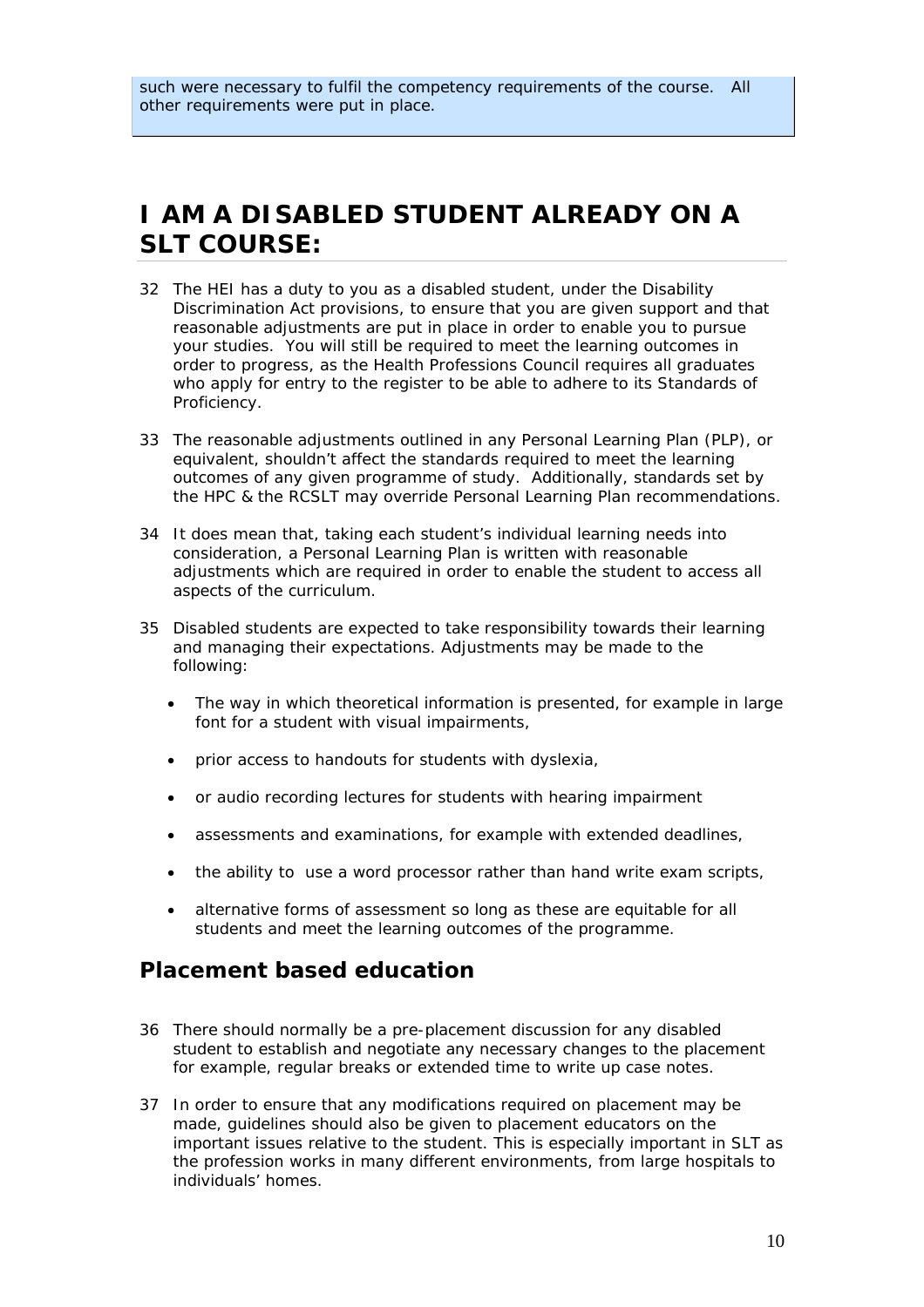such were necessary to fulfil the competency requirements of the course. All other requirements were put in place.

# I AM A DISABLED STUDENT ALREADY ON A SLT COURSE:

32 The HEI has a duty to you as a disabled student, under the Disability Discrimination Act provisions, to ensure that you are given support and that reasonable adjustments are put in place in order to enable you to pursue your studies. You will still be required to meet the learning outcomes in order to progress, as the Health Professions Council requires all graduates who apply for entry to the register to be able to adhere to its Standards of Proficiency.

33 The reasonable adjustments outlined in any Personal Learning Plan (PLP), or equivalent, shouldn't affect the standards required to meet the learning outcomes of any given programme of study. Additionally, standards set by the HPC & the RCSLT may override Personal Learning Plan recommendations.

34 It does mean that, taking each student's individual learning needs into consideration, a Personal Learning Plan is written with reasonable adjustments which are required in order to enable the student to access all aspects of the curriculum.

35 Disabled students are expected to take responsibility towards their learning and managing their expectations. Adjustments may be made to the following:

- The way in which theoretical information is presented, for example in large font for a student with visual impairments,
- prior access to handouts for students with dyslexia,
- or audio recording lectures for students with hearing impairment
- assessments and examinations, for example with extended deadlines,
- the ability to use a word processor rather than hand write exam scripts,
- alternative forms of assessment so long as these are equitable for all students and meet the learning outcomes of the programme.

## Placement based education

36 There should normally be a pre-placement discussion for any disabled student to establish and negotiate any necessary changes to the placement for example, regular breaks or extended time to write up case notes.

37 In order to ensure that any modifications required on placement may be made, guidelines should also be given to placement educators on the important issues relative to the student. This is especially important in SLT as the profession works in many different environments, from large hospitals to individuals' homes.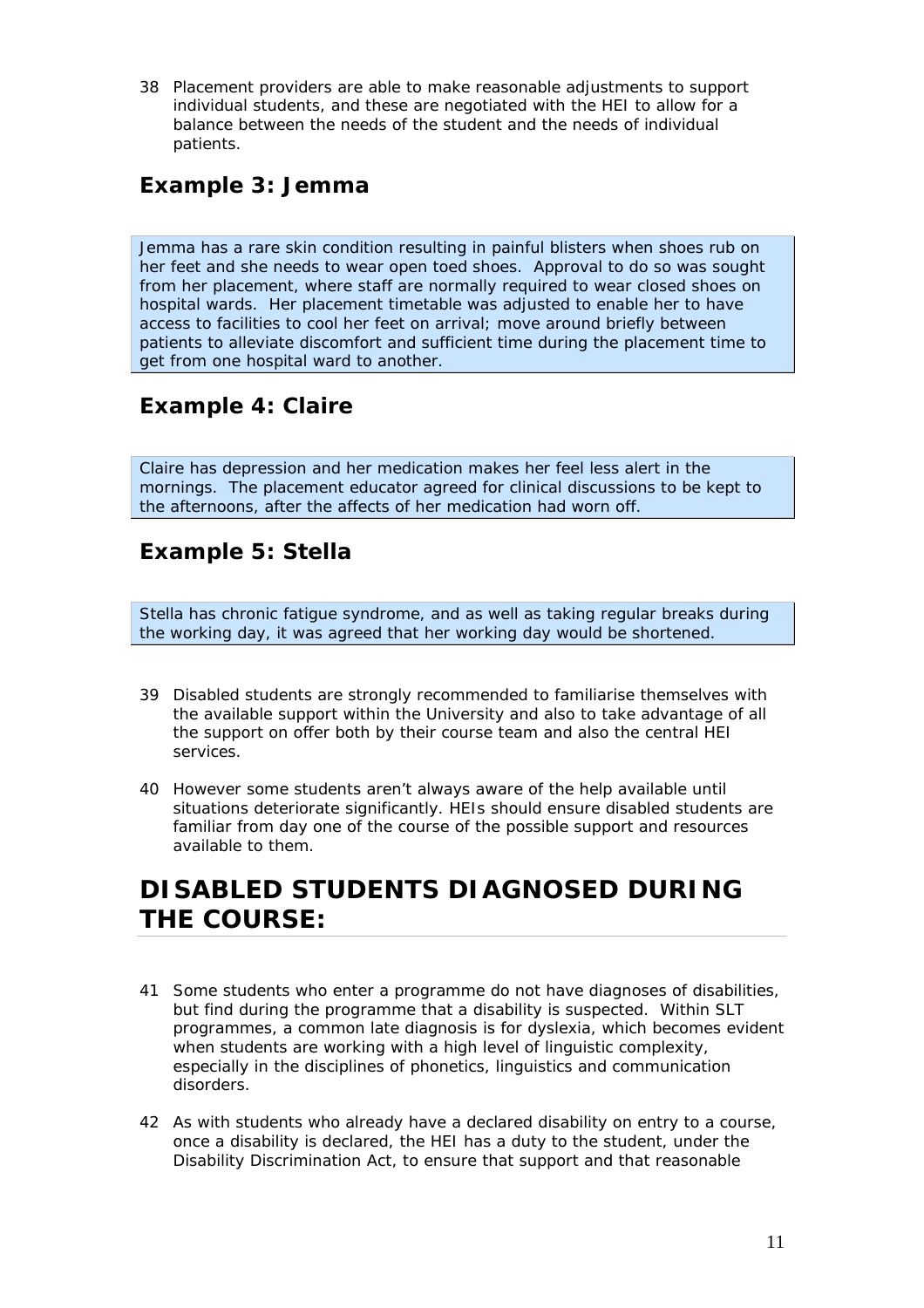38 Placement providers are able to make reasonable adjustments to support individual students, and these are negotiated with the HEI to allow for a balance between the needs of the student and the needs of individual patients.

## Example 3: Jemma

Jemma has a rare skin condition resulting in painful blisters when shoes rub on her feet and she needs to wear open toed shoes. Approval to do so was sought from her placement, where staff are normally required to wear closed shoes on hospital wards. Her placement timetable was adjusted to enable her to have access to facilities to cool her feet on arrival; move around briefly between patients to alleviate discomfort and sufficient time during the placement time to get from one hospital ward to another.

## Example 4: Claire

Claire has depression and her medication makes her feel less alert in the mornings. The placement educator agreed for clinical discussions to be kept to the afternoons, after the affects of her medication had worn off.

## Example 5: Stella

Stella has chronic fatigue syndrome, and as well as taking regular breaks during the working day, it was agreed that her working day would be shortened.

39 Disabled students are strongly recommended to familiarise themselves with the available support within the University and also to take advantage of all the support on offer both by their course team and also the central HEI services.

40 However some students aren't always aware of the help available until situations deteriorate significantly. HEIs should ensure disabled students are familiar from day one of the course of the possible support and resources available to them.

# DISABLED STUDENTS DIAGNOSED DURING THE COURSE:

41 Some students who enter a programme do not have diagnoses of disabilities, but find during the programme that a disability is suspected. Within SLT programmes, a common late diagnosis is for dyslexia, which becomes evident when students are working with a high level of linguistic complexity, especially in the disciplines of phonetics, linguistics and communication disorders.

42 As with students who already have a declared disability on entry to a course, once a disability is declared, the HEI has a duty to the student, under the Disability Discrimination Act, to ensure that support and that reasonable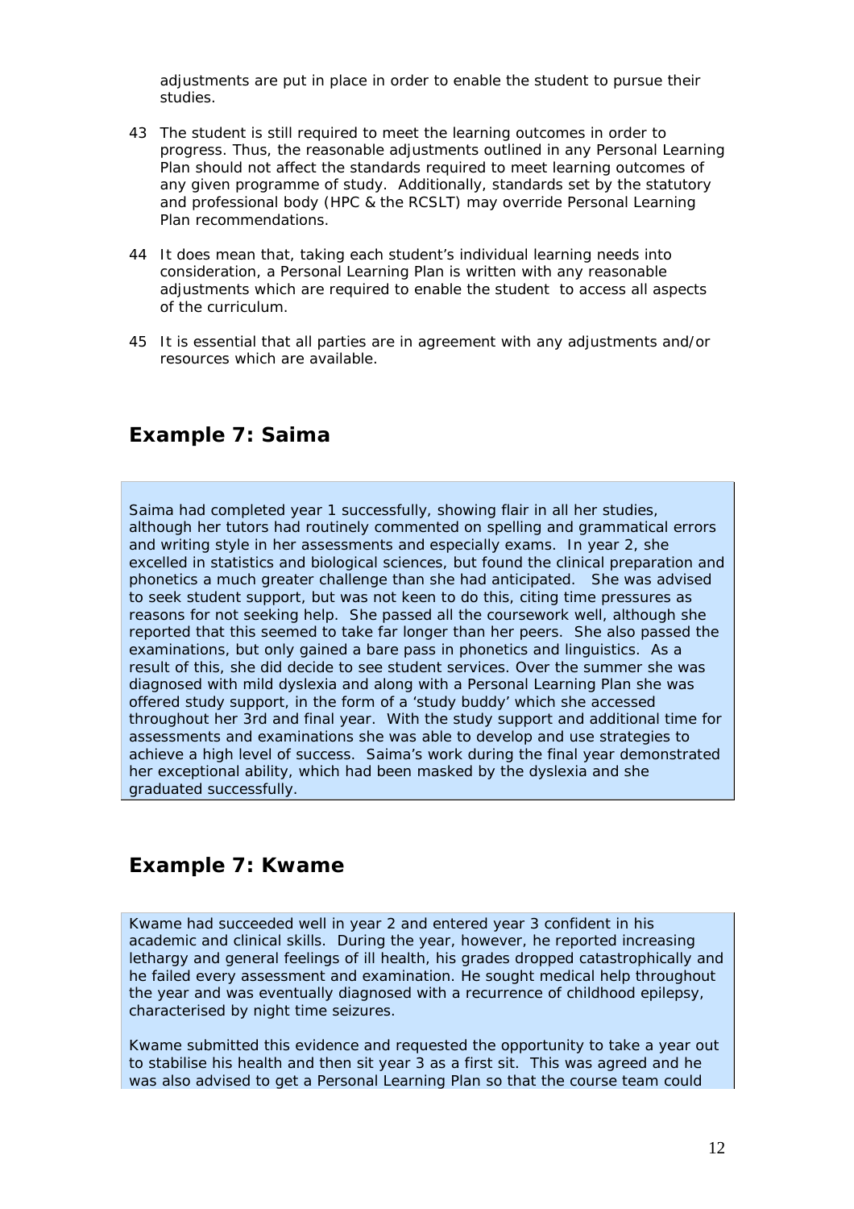adjustments are put in place in order to enable the student to pursue their studies.

43 The student is still required to meet the learning outcomes in order to progress. Thus, the reasonable adjustments outlined in any Personal Learning Plan should not affect the standards required to meet learning outcomes of any given programme of study. Additionally, standards set by the statutory and professional body (HPC & the RCSLT) may override Personal Learning Plan recommendations.

44 It does mean that, taking each student's individual learning needs into consideration, a Personal Learning Plan is written with any reasonable adjustments which are required to enable the student to access all aspects of the curriculum.

45 It is essential that all parties are in agreement with any adjustments and/or resources which are available.

## Example 7: Saima

Saima had completed year 1 successfully, showing flair in all her studies, although her tutors had routinely commented on spelling and grammatical errors and writing style in her assessments and especially exams. In year 2, she excelled in statistics and biological sciences, but found the clinical preparation and phonetics a much greater challenge than she had anticipated. She was advised to seek student support, but was not keen to do this, citing time pressures as reasons for not seeking help. She passed all the coursework well, although she reported that this seemed to take far longer than her peers. She also passed the examinations, but only gained a bare pass in phonetics and linguistics. As a result of this, she did decide to see student services. Over the summer she was diagnosed with mild dyslexia and along with a Personal Learning Plan she was offered study support, in the form of a 'study buddy' which she accessed throughout her 3rd and final year. With the study support and additional time for assessments and examinations she was able to develop and use strategies to achieve a high level of success. Saima's work during the final year demonstrated her exceptional ability, which had been masked by the dyslexia and she graduated successfully.

## Example 7: Kwame

Kwame had succeeded well in year 2 and entered year 3 confident in his academic and clinical skills. During the year, however, he reported increasing lethargy and general feelings of ill health, his grades dropped catastrophically and he failed every assessment and examination. He sought medical help throughout the year and was eventually diagnosed with a recurrence of childhood epilepsy, characterised by night time seizures.

Kwame submitted this evidence and requested the opportunity to take a year out to stabilise his health and then sit year 3 as a first sit. This was agreed and he was also advised to get a Personal Learning Plan so that the course team could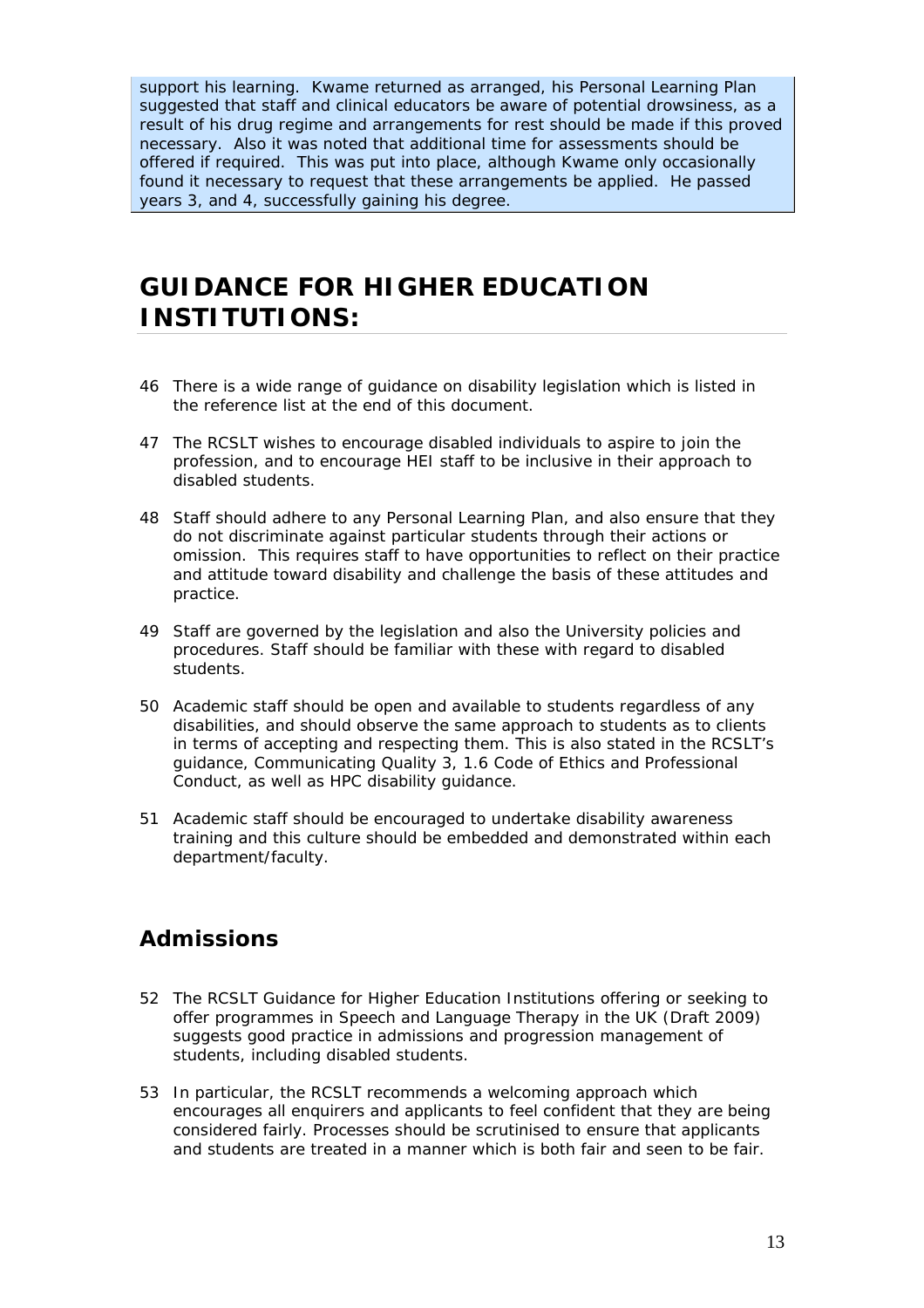support his learning. Kwame returned as arranged, his Personal Learning Plan suggested that staff and clinical educators be aware of potential drowsiness, as a result of his drug regime and arrangements for rest should be made if this proved necessary. Also it was noted that additional time for assessments should be offered if required. This was put into place, although Kwame only occasionally found it necessary to request that these arrangements be applied. He passed years 3, and 4, successfully gaining his degree.

# GUIDANCE FOR HIGHER EDUCATION INSTITUTIONS:

46 There is a wide range of guidance on disability legislation which is listed in the reference list at the end of this document.

47 The RCSLT wishes to encourage disabled individuals to aspire to join the profession, and to encourage HEI staff to be inclusive in their approach to disabled students.

48 Staff should adhere to any Personal Learning Plan, and also ensure that they do not discriminate against particular students through their actions or omission. This requires staff to have opportunities to reflect on their practice and attitude toward disability and challenge the basis of these attitudes and practice.

49 Staff are governed by the legislation and also the University policies and procedures. Staff should be familiar with these with regard to disabled students.

50 Academic staff should be open and available to students regardless of any disabilities, and should observe the same approach to students as to clients in terms of accepting and respecting them. This is also stated in the RCSLT's guidance, Communicating Quality 3, 1.6 Code of Ethics and Professional Conduct, as well as HPC disability guidance.

51 Academic staff should be encouraged to undertake disability awareness training and this culture should be embedded and demonstrated within each department/faculty.

## Admissions

52 The RCSLT Guidance for Higher Education Institutions offering or seeking to offer programmes in Speech and Language Therapy in the UK (Draft 2009) suggests good practice in admissions and progression management of students, including disabled students.

53 In particular, the RCSLT recommends a welcoming approach which encourages all enquirers and applicants to feel confident that they are being considered fairly. Processes should be scrutinised to ensure that applicants and students are treated in a manner which is both fair and seen to be fair.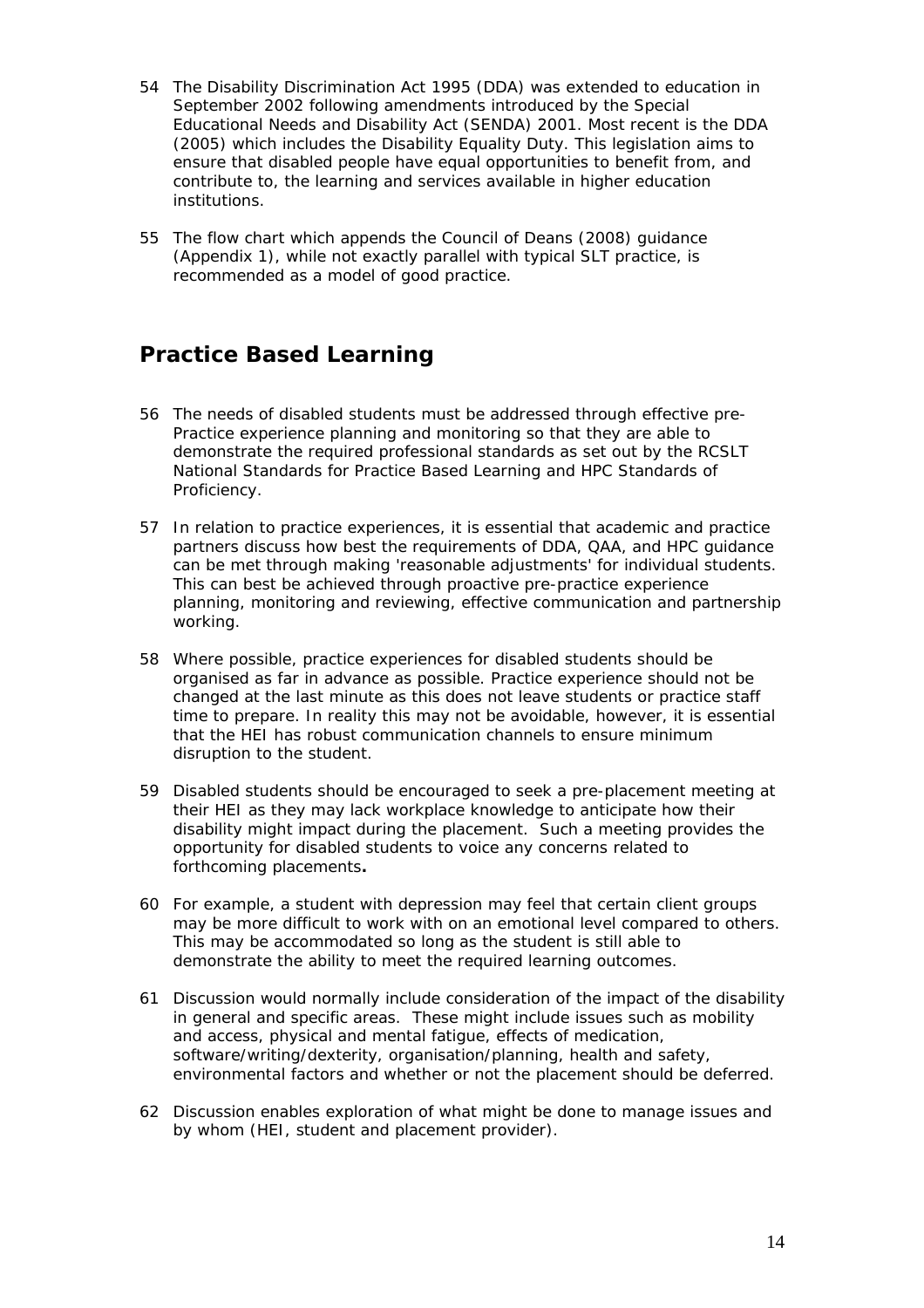54 The Disability Discrimination Act 1995 (DDA) was extended to education in September 2002 following amendments introduced by the Special Educational Needs and Disability Act (SENDA) 2001. Most recent is the DDA (2005) which includes the Disability Equality Duty. This legislation aims to ensure that disabled people have equal opportunities to benefit from, and contribute to, the learning and services available in higher education institutions.

55 The flow chart which appends the Council of Deans (2008) guidance (Appendix 1), while not exactly parallel with typical SLT practice, is recommended as a model of good practice.

## Practice Based Learning

56 The needs of disabled students must be addressed through effective pre-Practice experience planning and monitoring so that they are able to demonstrate the required professional standards as set out by the RCSLT National Standards for Practice Based Learning and HPC Standards of Proficiency.

57 In relation to practice experiences, it is essential that academic and practice partners discuss how best the requirements of DDA, QAA, and HPC guidance can be met through making 'reasonable adjustments' for individual students. This can best be achieved through proactive pre-practice experience planning, monitoring and reviewing, effective communication and partnership working.

58 Where possible, practice experiences for disabled students should be organised as far in advance as possible. Practice experience should not be changed at the last minute as this does not leave students or practice staff time to prepare. In reality this may not be avoidable, however, it is essential that the HEI has robust communication channels to ensure minimum disruption to the student.

59 Disabled students should be encouraged to seek a pre-placement meeting at their HEI as they may lack workplace knowledge to anticipate how their disability might impact during the placement. Such a meeting provides the opportunity for disabled students to voice any concerns related to forthcoming placements**.**

60 For example, a student with depression may feel that certain client groups may be more difficult to work with on an emotional level compared to others. This may be accommodated so long as the student is still able to demonstrate the ability to meet the required learning outcomes.

61 Discussion would normally include consideration of the impact of the disability in general and specific areas. These might include issues such as mobility and access, physical and mental fatigue, effects of medication, software/writing/dexterity, organisation/planning, health and safety, environmental factors and whether or not the placement should be deferred.

62 Discussion enables exploration of what might be done to manage issues and by whom (HEI, student and placement provider).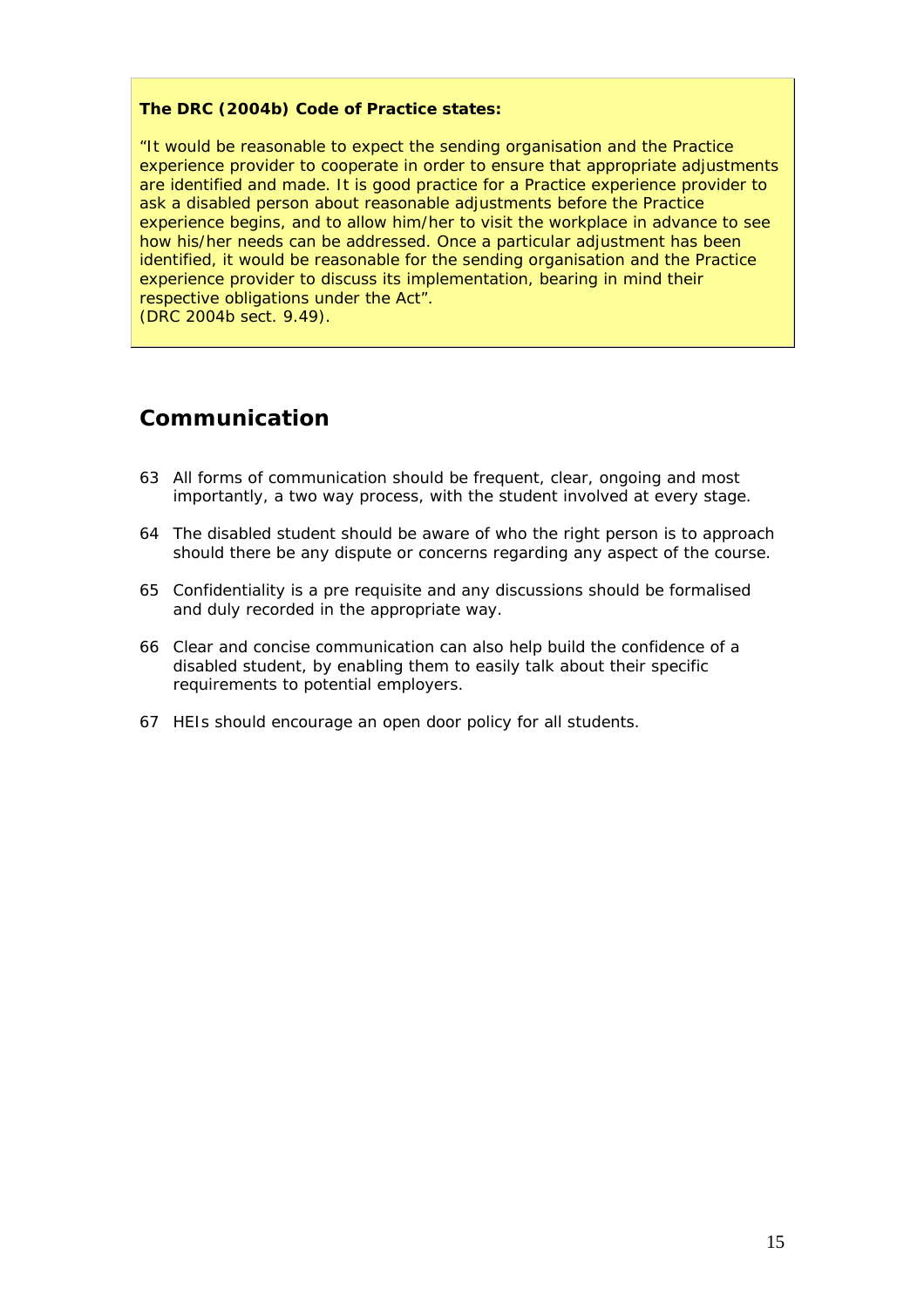**The DRC (2004b) Code of Practice states:**

"It would be reasonable to expect the sending organisation and the Practice experience provider to cooperate in order to ensure that appropriate adjustments are identified and made. It is good practice for a Practice experience provider to ask a disabled person about reasonable adjustments before the Practice experience begins, and to allow him/her to visit the workplace in advance to see how his/her needs can be addressed. Once a particular adjustment has been identified, it would be reasonable for the sending organisation and the Practice experience provider to discuss its implementation, bearing in mind their respective obligations under the Act".
(DRC 2004b sect. 9.49).

## Communication

63 All forms of communication should be frequent, clear, ongoing and most importantly, a two way process, with the student involved at every stage.

64 The disabled student should be aware of who the right person is to approach should there be any dispute or concerns regarding any aspect of the course.

65 Confidentiality is a pre requisite and any discussions should be formalised and duly recorded in the appropriate way.

66 Clear and concise communication can also help build the confidence of a disabled student, by enabling them to easily talk about their specific requirements to potential employers.

67 HEIs should encourage an open door policy for all students.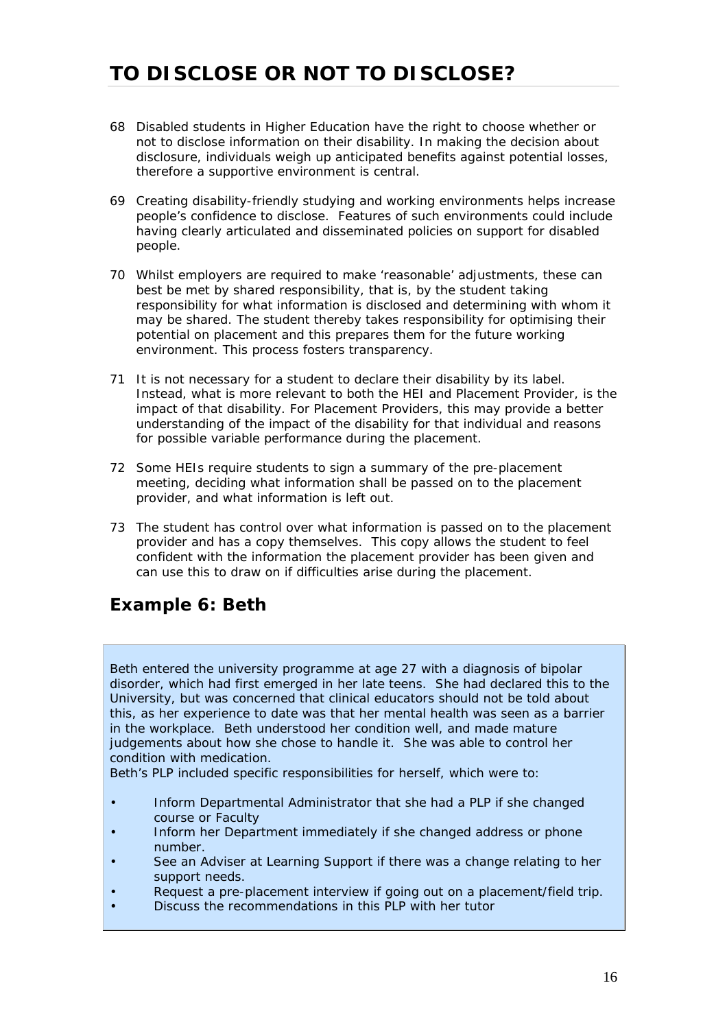# TO DISCLOSE OR NOT TO DISCLOSE?

68 Disabled students in Higher Education have the right to choose whether or not to disclose information on their disability. In making the decision about disclosure, individuals weigh up anticipated benefits against potential losses, therefore a supportive environment is central.

69 Creating disability-friendly studying and working environments helps increase people's confidence to disclose. Features of such environments could include having clearly articulated and disseminated policies on support for disabled people.

70 Whilst employers are required to make 'reasonable' adjustments, these can best be met by shared responsibility, that is, by the student taking responsibility for what information is disclosed and determining with whom it may be shared. The student thereby takes responsibility for optimising their potential on placement and this prepares them for the future working environment. This process fosters transparency.

71 It is not necessary for a student to declare their disability by its label. Instead, what is more relevant to both the HEI and Placement Provider, is the impact of that disability. For Placement Providers, this may provide a better understanding of the impact of the disability for that individual and reasons for possible variable performance during the placement.

72 Some HEIs require students to sign a summary of the pre-placement meeting, deciding what information shall be passed on to the placement provider, and what information is left out.

73 The student has control over what information is passed on to the placement provider and has a copy themselves. This copy allows the student to feel confident with the information the placement provider has been given and can use this to draw on if difficulties arise during the placement.

## Example 6: Beth

Beth entered the university programme at age 27 with a diagnosis of bipolar disorder, which had first emerged in her late teens. She had declared this to the University, but was concerned that clinical educators should not be told about this, as her experience to date was that her mental health was seen as a barrier in the workplace. Beth understood her condition well, and made mature judgements about how she chose to handle it. She was able to control her condition with medication.

Beth's PLP included specific responsibilities for herself, which were to:

- Inform Departmental Administrator that she had a PLP if she changed course or Faculty
- Inform her Department immediately if she changed address or phone number.
- See an Adviser at Learning Support if there was a change relating to her support needs.
- Request a pre-placement interview if going out on a placement/field trip.
- Discuss the recommendations in this PLP with her tutor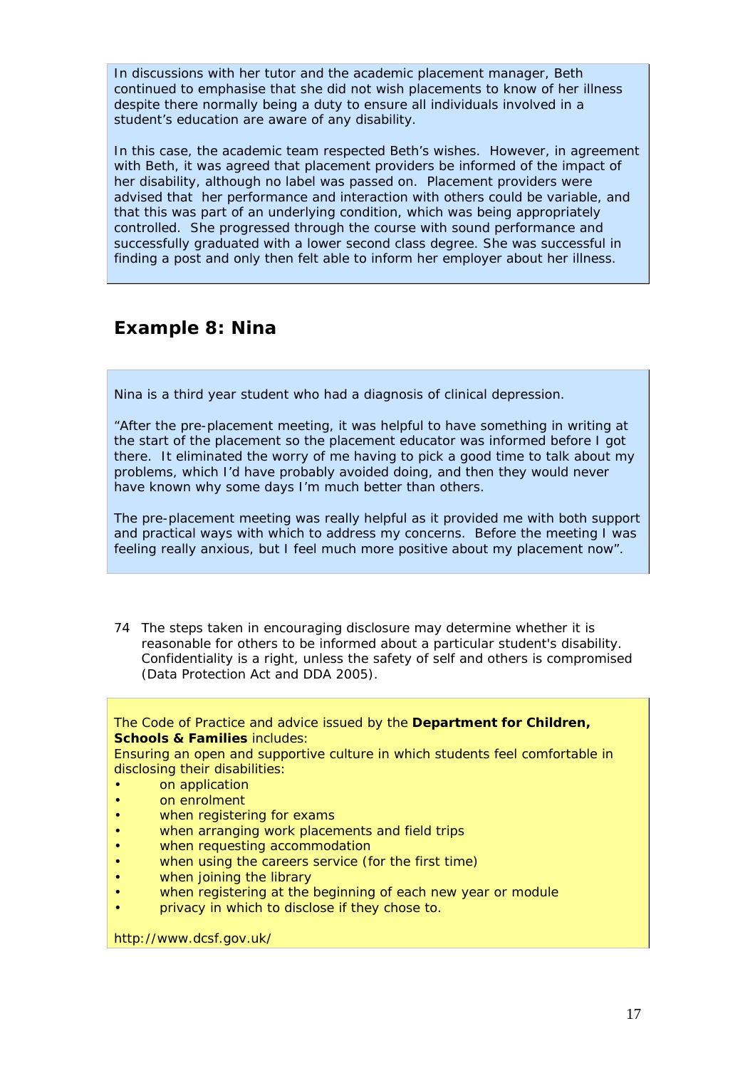In discussions with her tutor and the academic placement manager, Beth continued to emphasise that she did not wish placements to know of her illness despite there normally being a duty to ensure all individuals involved in a student's education are aware of any disability.

In this case, the academic team respected Beth's wishes. However, in agreement with Beth, it was agreed that placement providers be informed of the impact of her disability, although no label was passed on. Placement providers were advised that her performance and interaction with others could be variable, and that this was part of an underlying condition, which was being appropriately controlled. She progressed through the course with sound performance and successfully graduated with a lower second class degree. She was successful in finding a post and only then felt able to inform her employer about her illness.

## Example 8: Nina

Nina is a third year student who had a diagnosis of clinical depression.

"After the pre-placement meeting, it was helpful to have something in writing at the start of the placement so the placement educator was informed before I got there. It eliminated the worry of me having to pick a good time to talk about my problems, which I'd have probably avoided doing, and then they would never have known why some days I'm much better than others.

The pre-placement meeting was really helpful as it provided me with both support and practical ways with which to address my concerns. Before the meeting I was feeling really anxious, but I feel much more positive about my placement now".

74 The steps taken in encouraging disclosure may determine whether it is reasonable for others to be informed about a particular student's disability. Confidentiality is a right, unless the safety of self and others is compromised (Data Protection Act and DDA 2005).

The Code of Practice and advice issued by the **Department for Children, Schools & Families** includes:
Ensuring an open and supportive culture in which students feel comfortable in disclosing their disabilities:

- on application
- on enrolment
- when registering for exams
- when arranging work placements and field trips
- when requesting accommodation
- when using the careers service (for the first time)
- when joining the library
- when registering at the beginning of each new year or module
- privacy in which to disclose if they chose to.

http://www.dcsf.gov.uk/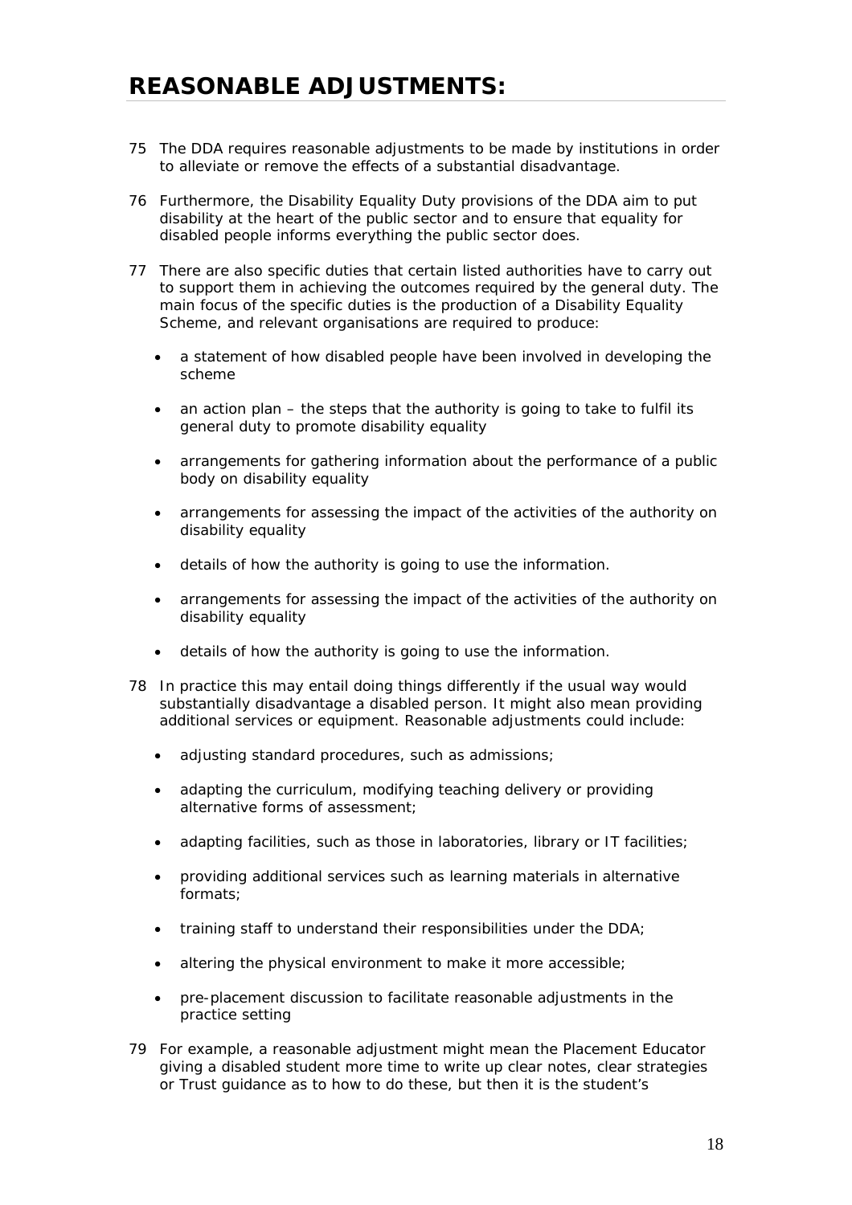# REASONABLE ADJUSTMENTS:

75 The DDA requires reasonable adjustments to be made by institutions in order to alleviate or remove the effects of a substantial disadvantage.

76 Furthermore, the Disability Equality Duty provisions of the DDA aim to put disability at the heart of the public sector and to ensure that equality for disabled people informs everything the public sector does.

77 There are also specific duties that certain listed authorities have to carry out to support them in achieving the outcomes required by the general duty. The main focus of the specific duties is the production of a Disability Equality Scheme, and relevant organisations are required to produce:

- a statement of how disabled people have been involved in developing the scheme
- an action plan – the steps that the authority is going to take to fulfil its general duty to promote disability equality
- arrangements for gathering information about the performance of a public body on disability equality
- arrangements for assessing the impact of the activities of the authority on disability equality
- details of how the authority is going to use the information.
- arrangements for assessing the impact of the activities of the authority on disability equality
- details of how the authority is going to use the information.

78 In practice this may entail doing things differently if the usual way would substantially disadvantage a disabled person. It might also mean providing additional services or equipment. Reasonable adjustments could include:

- adjusting standard procedures, such as admissions;
- adapting the curriculum, modifying teaching delivery or providing alternative forms of assessment;
- adapting facilities, such as those in laboratories, library or IT facilities;
- providing additional services such as learning materials in alternative formats;
- training staff to understand their responsibilities under the DDA;
- altering the physical environment to make it more accessible;
- pre-placement discussion to facilitate reasonable adjustments in the practice setting

79 For example, a reasonable adjustment might mean the Placement Educator giving a disabled student more time to write up clear notes, clear strategies or Trust guidance as to how to do these, but then it is the student's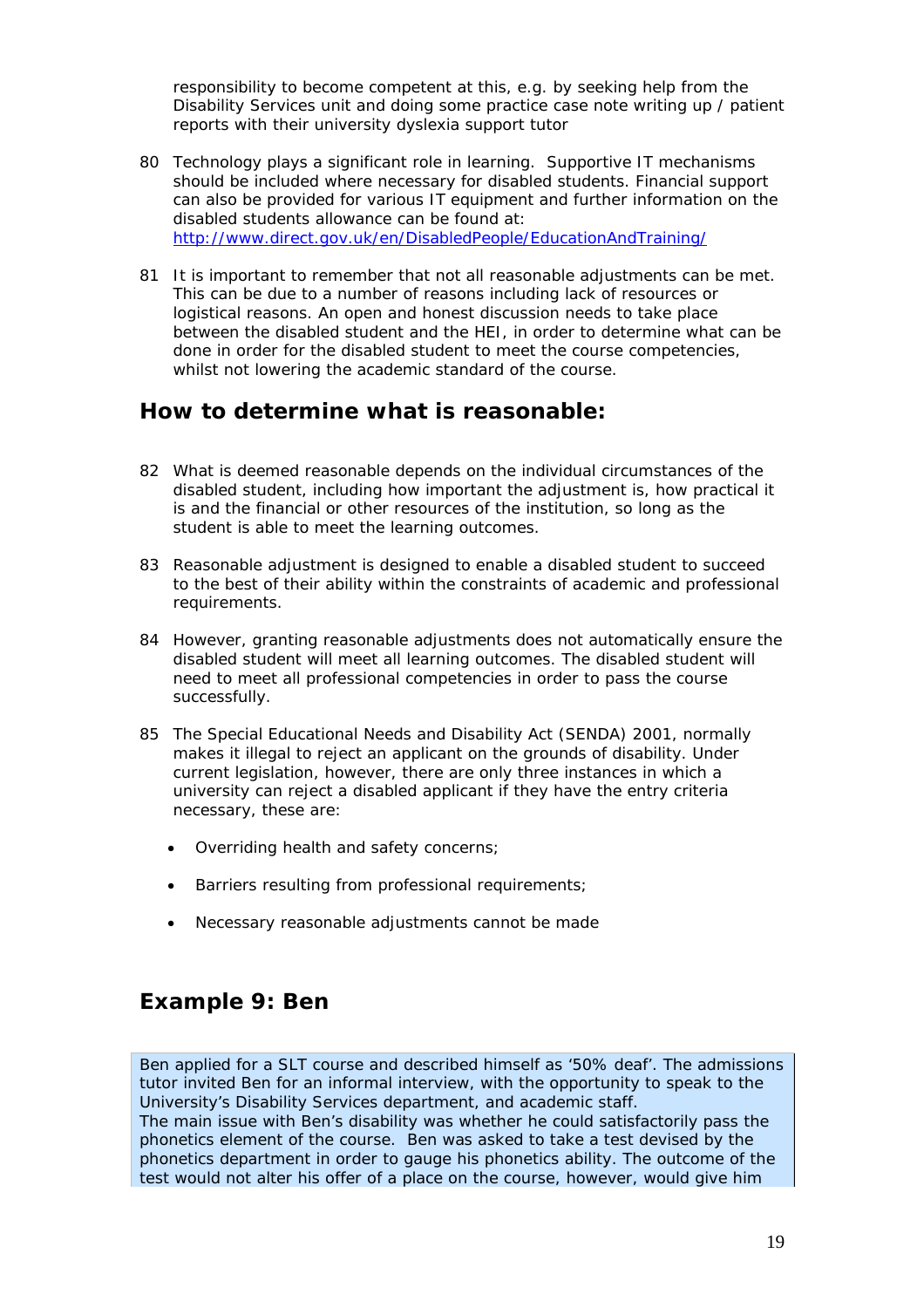responsibility to become competent at this, e.g. by seeking help from the Disability Services unit and doing some practice case note writing up / patient reports with their university dyslexia support tutor

80 Technology plays a significant role in learning. Supportive IT mechanisms should be included where necessary for disabled students. Financial support can also be provided for various IT equipment and further information on the disabled students allowance can be found at: [http://www.direct.gov.uk/en/DisabledPeople/EducationAndTraining/](http://www.direct.gov.uk/en/DisabledPeople/EducationAndTraining/)

81 It is important to remember that not all reasonable adjustments can be met. This can be due to a number of reasons including lack of resources or logistical reasons. An open and honest discussion needs to take place between the disabled student and the HEI, in order to determine what can be done in order for the disabled student to meet the course competencies, whilst not lowering the academic standard of the course.

## How to determine what is reasonable:

82 What is deemed reasonable depends on the individual circumstances of the disabled student, including how important the adjustment is, how practical it is and the financial or other resources of the institution, so long as the student is able to meet the learning outcomes.

83 Reasonable adjustment is designed to enable a disabled student to succeed to the best of their ability within the constraints of academic and professional requirements.

84 However, granting reasonable adjustments does not automatically ensure the disabled student will meet all learning outcomes. The disabled student will need to meet all professional competencies in order to pass the course successfully.

85 The Special Educational Needs and Disability Act (SENDA) 2001, normally makes it illegal to reject an applicant on the grounds of disability. Under current legislation, however, there are only three instances in which a university can reject a disabled applicant if they have the entry criteria necessary, these are:

- Overriding health and safety concerns;
- Barriers resulting from professional requirements;
- Necessary reasonable adjustments cannot be made

## Example 9: Ben

*Ben applied for a SLT course and described himself as '50% deaf'. The admissions tutor invited Ben for an informal interview, with the opportunity to speak to the University's Disability Services department, and academic staff.*
*The main issue with Ben's disability was whether he could satisfactorily pass the phonetics element of the course. Ben was asked to take a test devised by the phonetics department in order to gauge his phonetics ability. The outcome of the test would not alter his offer of a place on the course, however, would give him*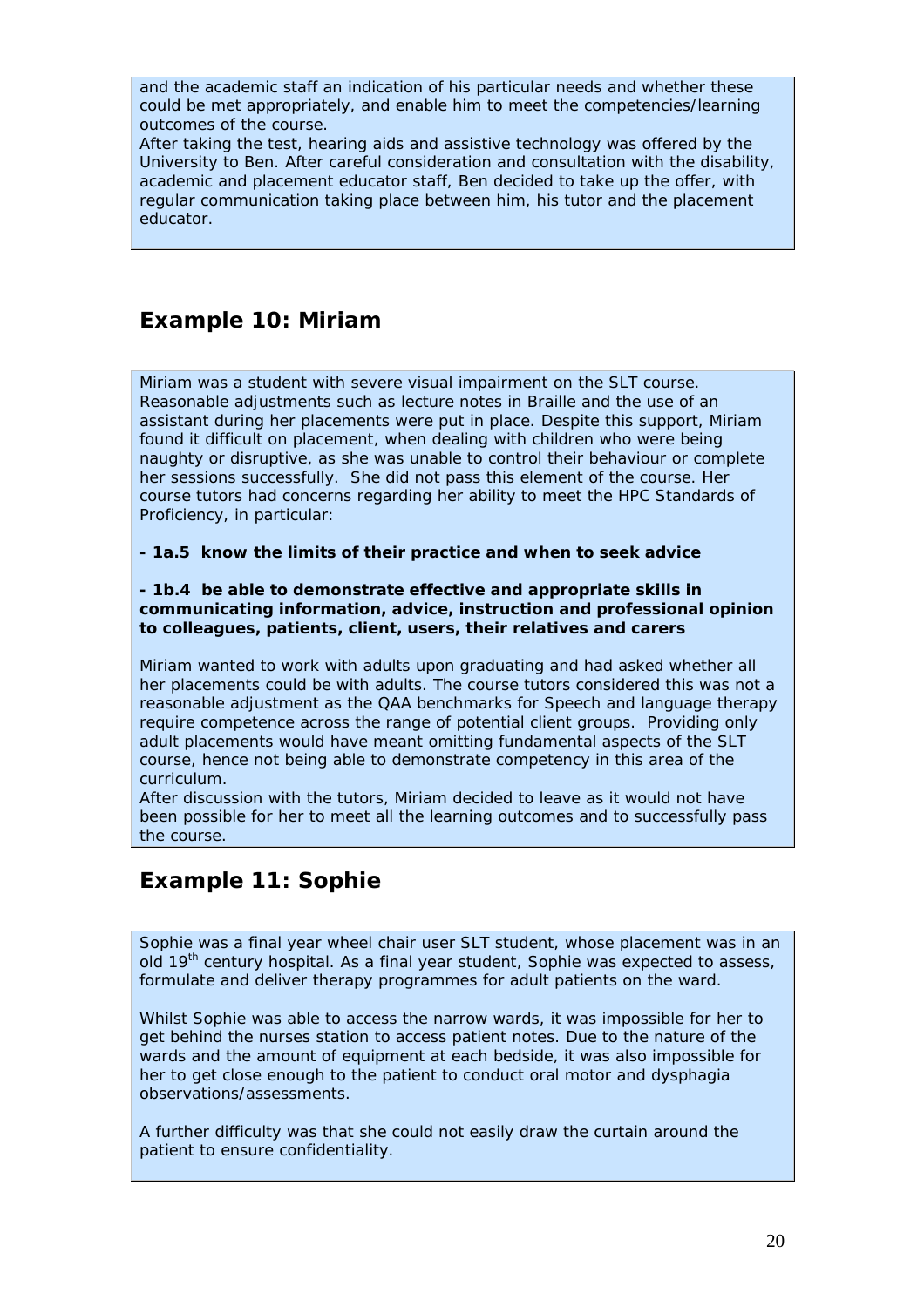and the academic staff an indication of his particular needs and whether these could be met appropriately, and enable him to meet the competencies/learning outcomes of the course.
After taking the test, hearing aids and assistive technology was offered by the University to Ben. After careful consideration and consultation with the disability, academic and placement educator staff, Ben decided to take up the offer, with regular communication taking place between him, his tutor and the placement educator.

## Example 10: Miriam

Miriam was a student with severe visual impairment on the SLT course. Reasonable adjustments such as lecture notes in Braille and the use of an assistant during her placements were put in place. Despite this support, Miriam found it difficult on placement, when dealing with children who were being naughty or disruptive, as she was unable to control their behaviour or complete her sessions successfully. She did not pass this element of the course. Her course tutors had concerns regarding her ability to meet the HPC Standards of Proficiency, in particular:

**- 1a.5 know the limits of their practice and when to seek advice**

**- 1b.4 be able to demonstrate effective and appropriate skills in communicating information, advice, instruction and professional opinion to colleagues, patients, client, users, their relatives and carers**

Miriam wanted to work with adults upon graduating and had asked whether all her placements could be with adults. The course tutors considered this was not a reasonable adjustment as the QAA benchmarks for Speech and language therapy require competence across the range of potential client groups. Providing only adult placements would have meant omitting fundamental aspects of the SLT course, hence not being able to demonstrate competency in this area of the curriculum.
After discussion with the tutors, Miriam decided to leave as it would not have been possible for her to meet all the learning outcomes and to successfully pass the course.

## Example 11: Sophie

Sophie was a final year wheel chair user SLT student, whose placement was in an old 19th century hospital. As a final year student, Sophie was expected to assess, formulate and deliver therapy programmes for adult patients on the ward.

Whilst Sophie was able to access the narrow wards, it was impossible for her to get behind the nurses station to access patient notes. Due to the nature of the wards and the amount of equipment at each bedside, it was also impossible for her to get close enough to the patient to conduct oral motor and dysphagia observations/assessments.

A further difficulty was that she could not easily draw the curtain around the patient to ensure confidentiality.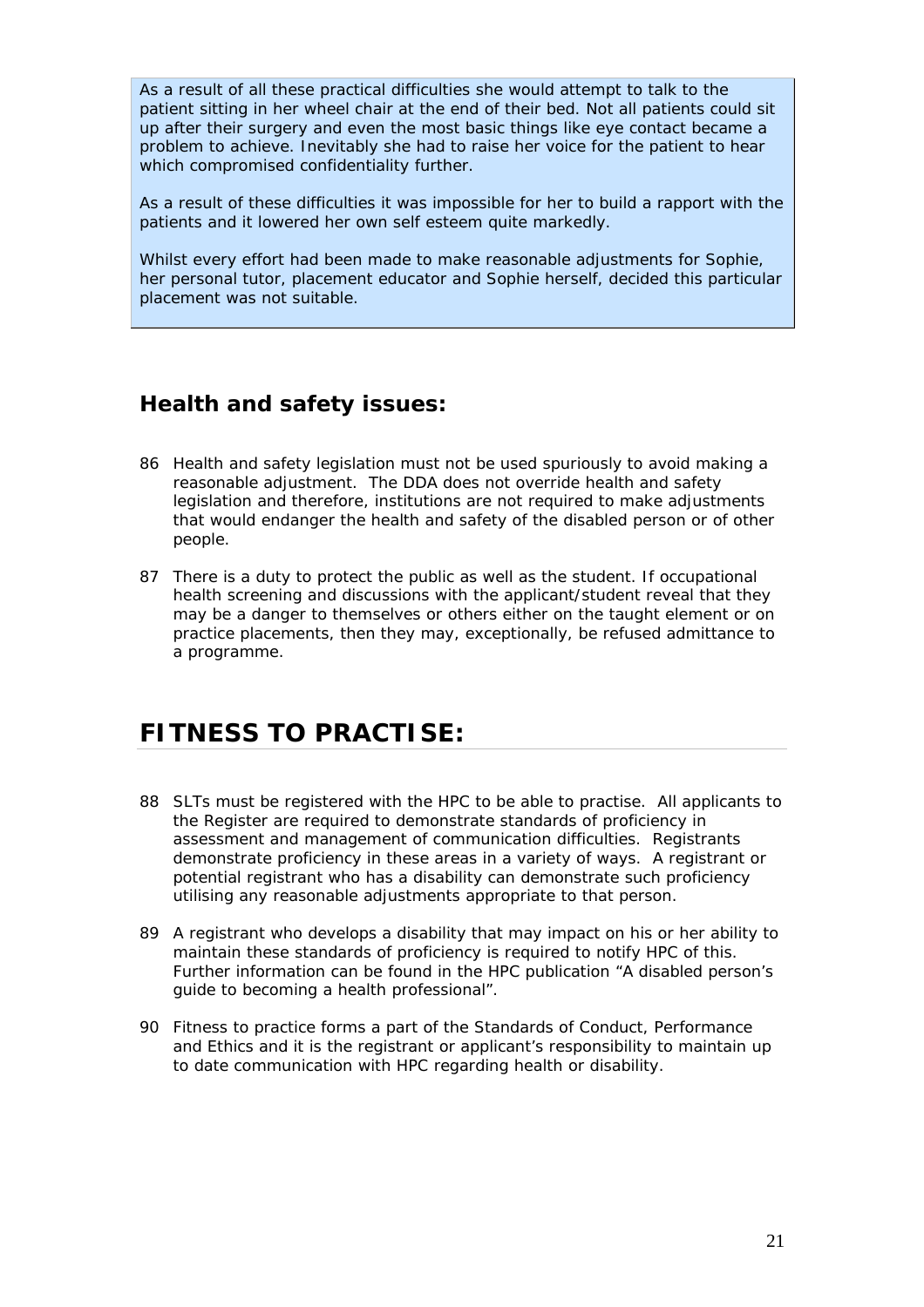As a result of all these practical difficulties she would attempt to talk to the patient sitting in her wheel chair at the end of their bed. Not all patients could sit up after their surgery and even the most basic things like eye contact became a problem to achieve. Inevitably she had to raise her voice for the patient to hear which compromised confidentiality further.

As a result of these difficulties it was impossible for her to build a rapport with the patients and it lowered her own self esteem quite markedly.

Whilst every effort had been made to make reasonable adjustments for Sophie, her personal tutor, placement educator and Sophie herself, decided this particular placement was not suitable.

## Health and safety issues:

86 Health and safety legislation must not be used spuriously to avoid making a reasonable adjustment. The DDA does not override health and safety legislation and therefore, institutions are not required to make adjustments that would endanger the health and safety of the disabled person or of other people.

87 There is a duty to protect the public as well as the student. If occupational health screening and discussions with the applicant/student reveal that they may be a danger to themselves or others either on the taught element or on practice placements, then they may, exceptionally, be refused admittance to a programme.

# FITNESS TO PRACTISE:

88 SLTs must be registered with the HPC to be able to practise. All applicants to the Register are required to demonstrate standards of proficiency in assessment and management of communication difficulties. Registrants demonstrate proficiency in these areas in a variety of ways. A registrant or potential registrant who has a disability can demonstrate such proficiency utilising any reasonable adjustments appropriate to that person.

89 A registrant who develops a disability that may impact on his or her ability to maintain these standards of proficiency is required to notify HPC of this. Further information can be found in the HPC publication "A disabled person's guide to becoming a health professional".

90 Fitness to practice forms a part of the Standards of Conduct, Performance and Ethics and it is the registrant or applicant's responsibility to maintain up to date communication with HPC regarding health or disability.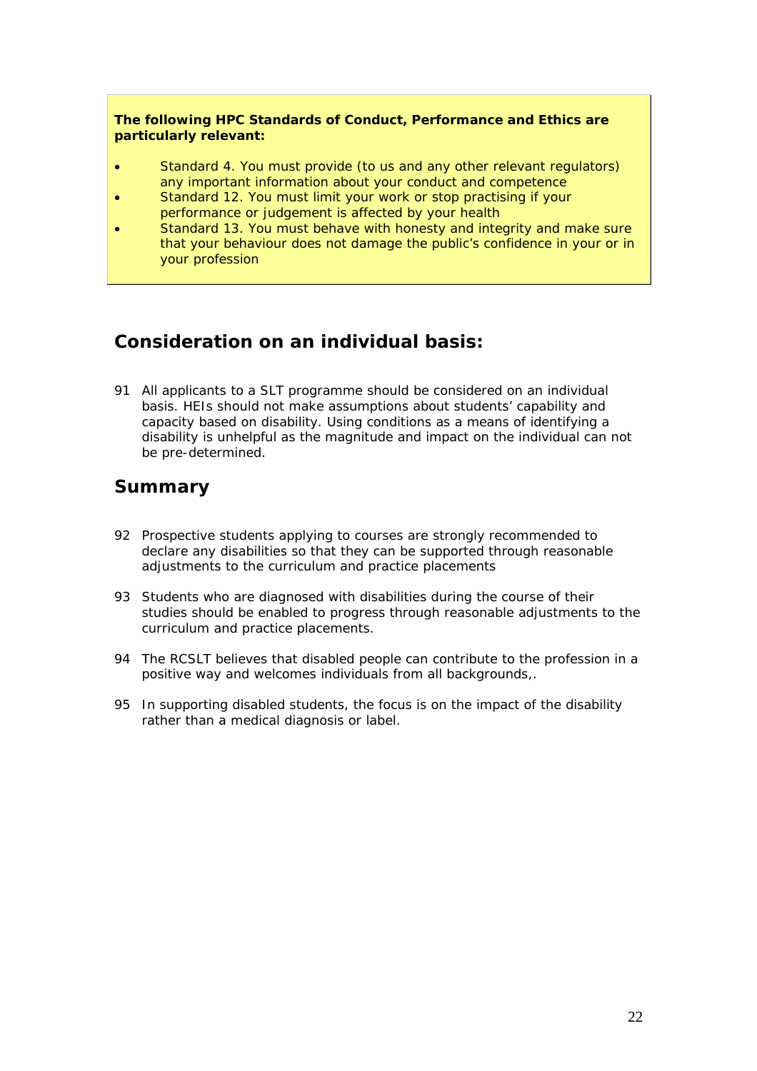**The following HPC Standards of Conduct, Performance and Ethics are particularly relevant:**

- Standard 4. You must provide (to us and any other relevant regulators) any important information about your conduct and competence
- Standard 12. You must limit your work or stop practising if your performance or judgement is affected by your health
- Standard 13. You must behave with honesty and integrity and make sure that your behaviour does not damage the public's confidence in your or in your profession

## Consideration on an individual basis:

91 All applicants to a SLT programme should be considered on an individual basis. HEIs should not make assumptions about students' capability and capacity based on disability. Using conditions as a means of identifying a disability is unhelpful as the magnitude and impact on the individual can not be pre-determined.

## Summary

92 Prospective students applying to courses are strongly recommended to declare any disabilities so that they can be supported through reasonable adjustments to the curriculum and practice placements

93 Students who are diagnosed with disabilities during the course of their studies should be enabled to progress through reasonable adjustments to the curriculum and practice placements.

94 The RCSLT believes that disabled people can contribute to the profession in a positive way and welcomes individuals from all backgrounds,.

95 In supporting disabled students, the focus is on the impact of the disability rather than a medical diagnosis or label.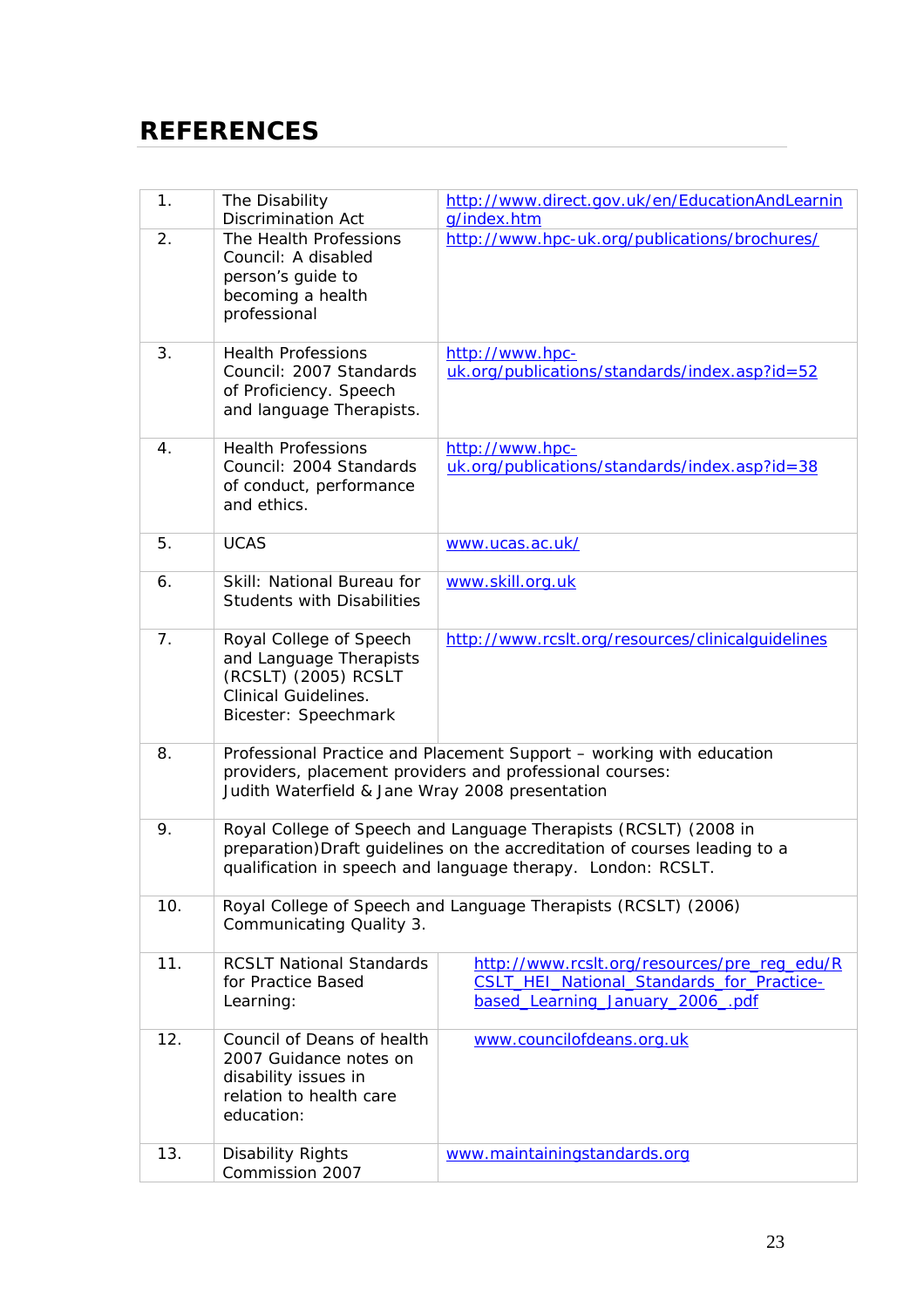# REFERENCES

| | | |
|---|---|---|
| 1. | The Disability Discrimination Act | http://www.direct.gov.uk/en/EducationAndLearning/index.htm |
| 2. | The Health Professions Council: A disabled person's guide to becoming a health professional | http://www.hpc-uk.org/publications/brochures/ |
| 3. | Health Professions Council: 2007 Standards of Proficiency. Speech and language Therapists. | http://www.hpc-uk.org/publications/standards/index.asp?id=52 |
| 4. | Health Professions Council: 2004 Standards of conduct, performance and ethics. | http://www.hpc-uk.org/publications/standards/index.asp?id=38 |
| 5. | UCAS | www.ucas.ac.uk/ |
| 6. | Skill: National Bureau for Students with Disabilities | www.skill.org.uk |
| 7. | Royal College of Speech and Language Therapists (RCSLT) (2005) RCSLT Clinical Guidelines. Bicester: Speechmark | http://www.rcslt.org/resources/clinicalguidelines |
| 8. | Professional Practice and Placement Support – working with education providers, placement providers and professional courses: Judith Waterfield & Jane Wray 2008 presentation | |
| 9. | Royal College of Speech and Language Therapists (RCSLT) (2008 in preparation)Draft guidelines on the accreditation of courses leading to a qualification in speech and language therapy. London: RCSLT. | |
| 10. | Royal College of Speech and Language Therapists (RCSLT) (2006) Communicating Quality 3. | |
| 11. | RCSLT National Standards for Practice Based Learning: | http://www.rcslt.org/resources/pre_reg_edu/RCSLT_HEI_National_Standards_for_Practice-based_Learning_January_2006_.pdf |
| 12. | Council of Deans of health 2007 Guidance notes on disability issues in relation to health care education: | www.councilofdeans.org.uk |
| 13. | Disability Rights Commission 2007 | www.maintainingstandards.org |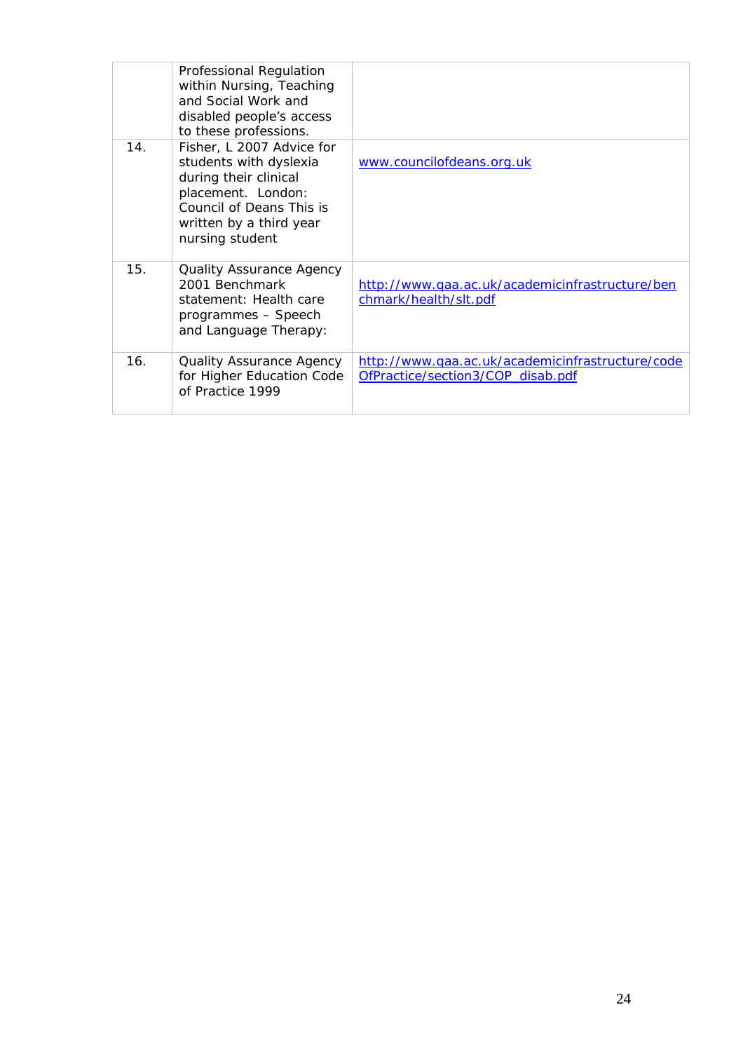| | | |
|---|---|---|
| | Professional Regulation within Nursing, Teaching and Social Work and disabled people's access to these professions. | |
| 14. | Fisher, L 2007 Advice for students with dyslexia during their clinical placement. London: Council of Deans This is written by a third year nursing student | www.councilofdeans.org.uk |
| 15. | Quality Assurance Agency 2001 Benchmark statement: Health care programmes – Speech and Language Therapy: | http://www.qaa.ac.uk/academicinfrastructure/benchmark/health/slt.pdf |
| 16. | Quality Assurance Agency for Higher Education Code of Practice 1999 | http://www.qaa.ac.uk/academicinfrastructure/codeOfPractice/section3/COP_disab.pdf |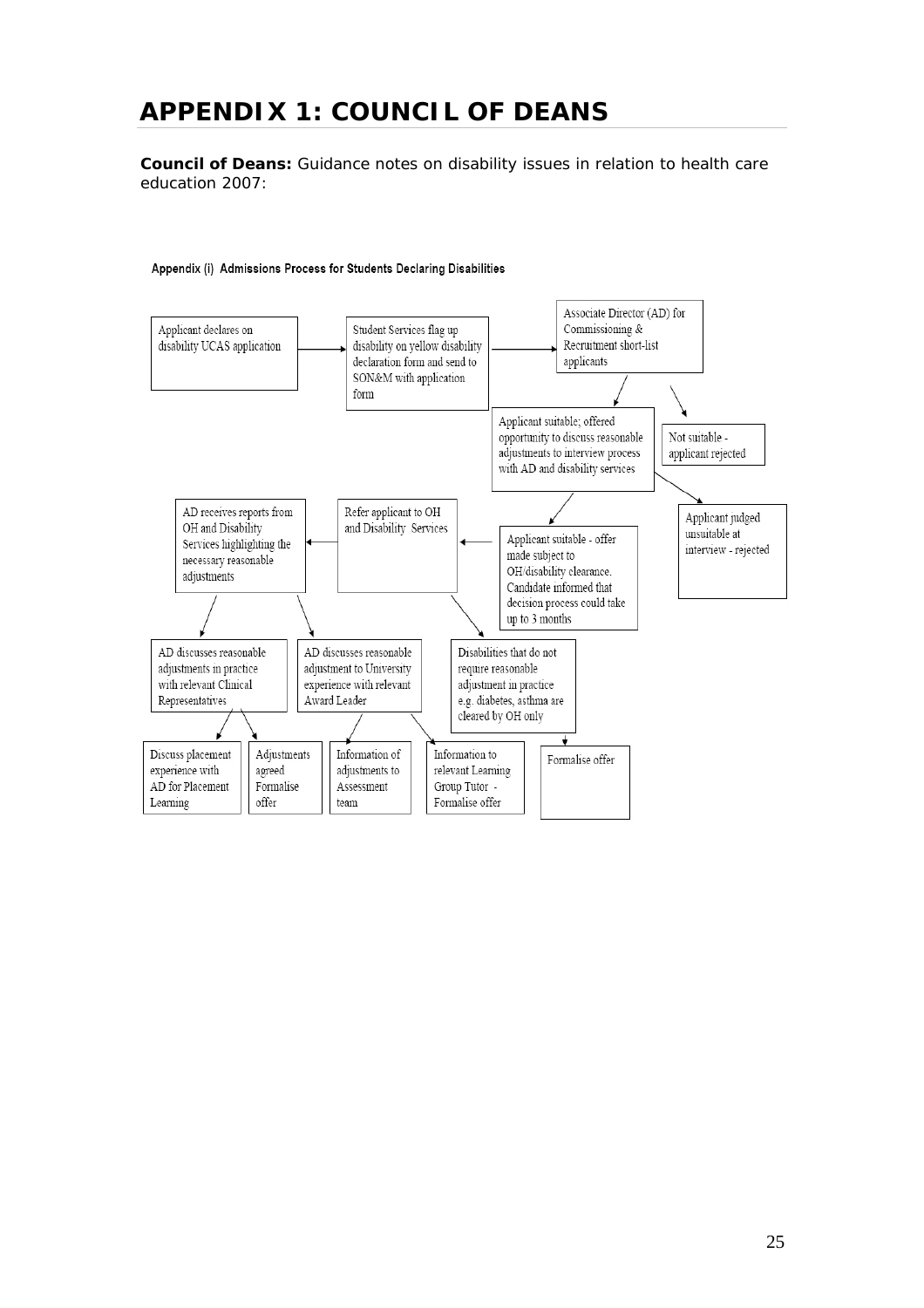# APPENDIX 1: COUNCIL OF DEANS

**Council of Deans:** Guidance notes on disability issues in relation to health care education 2007:

Appendix (i) Admissions Process for Students Declaring Disabilities

Applicant declares on disability UCAS application

Student Services flag up disability on yellow disability declaration form and send to SON&M with application form

Associate Director (AD) for Commissioning & Recruitment short-list applicants

Applicant suitable; offered opportunity to discuss reasonable adjustments to interview process with AD and disability services

Not suitable - applicant rejected

Applicant judged unsuitable at interview - rejected

Applicant suitable - offer made subject to OH/disability clearance. Candidate informed that decision process could take up to 3 months

Refer applicant to OH and Disability Services

AD receives reports from OH and Disability Services highlighting the necessary reasonable adjustments

AD discusses reasonable adjustments in practice with relevant Clinical Representatives

AD discusses reasonable adjustment to University experience with relevant Award Leader

Disabilities that do not require reasonable adjustment in practice e.g. diabetes, asthma are cleared by OH only

Discuss placement experience with AD for Placement Learning

Adjustments agreed Formalise offer

Information of adjustments to Assessment team

Information to relevant Learning Group Tutor - Formalise offer

Formalise offer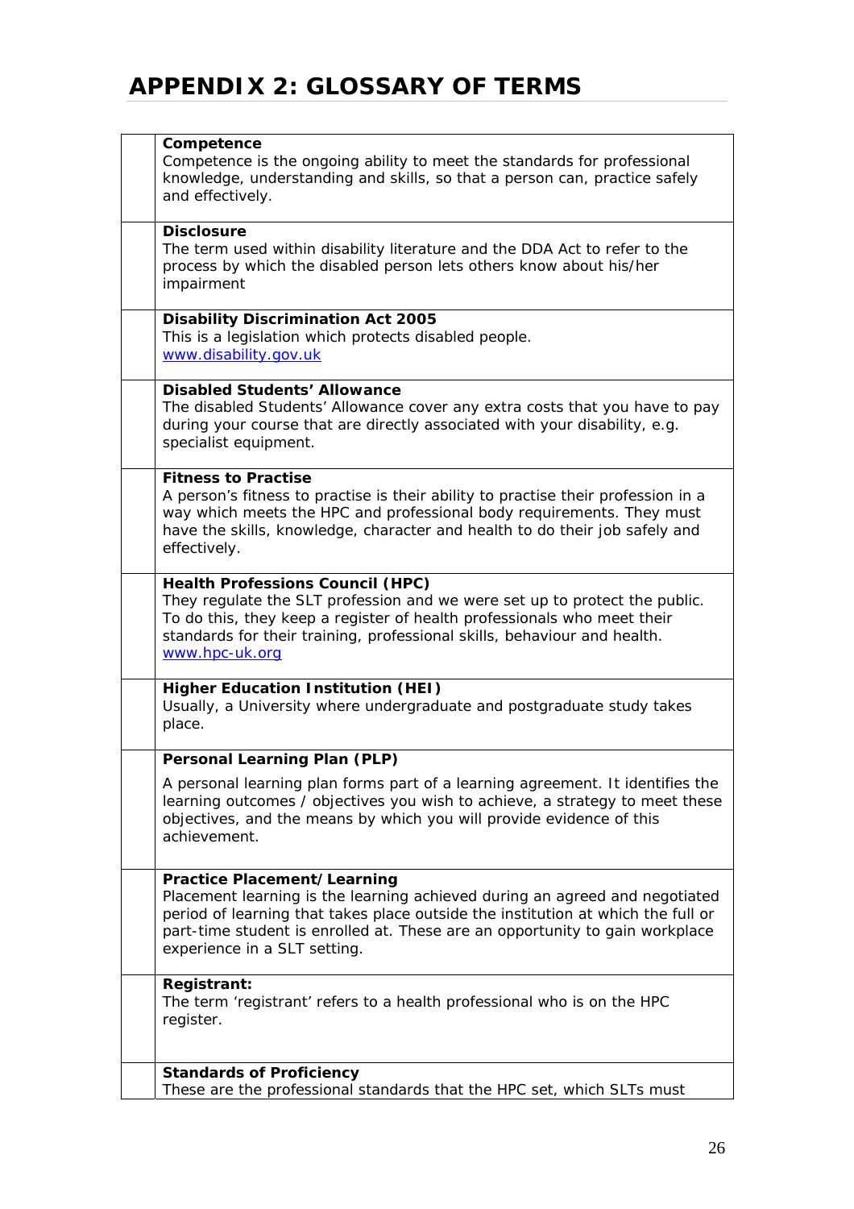# APPENDIX 2: GLOSSARY OF TERMS

| | |
|---|---|
| | **Competence**<br>Competence is the ongoing ability to meet the standards for professional knowledge, understanding and skills, so that a person can, practice safely and effectively. |
| | **Disclosure**<br>The term used within disability literature and the DDA Act to refer to the process by which the disabled person lets others know about his/her impairment |
| | **Disability Discrimination Act 2005**<br>This is a legislation which protects disabled people.<br>www.disability.gov.uk |
| | **Disabled Students' Allowance**<br>The disabled Students' Allowance cover any extra costs that you have to pay during your course that are directly associated with your disability, e.g. specialist equipment. |
| | **Fitness to Practise**<br>A person's fitness to practise is their ability to practise their profession in a way which meets the HPC and professional body requirements. They must have the skills, knowledge, character and health to do their job safely and effectively. |
| | **Health Professions Council (HPC)**<br>They regulate the SLT profession and we were set up to protect the public. To do this, they keep a register of health professionals who meet their standards for their training, professional skills, behaviour and health.<br>www.hpc-uk.org |
| | **Higher Education Institution (HEI)**<br>Usually, a University where undergraduate and postgraduate study takes place. |
| | **Personal Learning Plan (PLP)**<br>A personal learning plan forms part of a learning agreement. It identifies the learning outcomes / objectives you wish to achieve, a strategy to meet these objectives, and the means by which you will provide evidence of this achievement. |
| | **Practice Placement/Learning**<br>Placement learning is the learning achieved during an agreed and negotiated period of learning that takes place outside the institution at which the full or part-time student is enrolled at. These are an opportunity to gain workplace experience in a SLT setting. |
| | **Registrant:**<br>The term 'registrant' refers to a health professional who is on the HPC register. |
| | **Standards of Proficiency**<br>These are the professional standards that the HPC set, which SLTs must |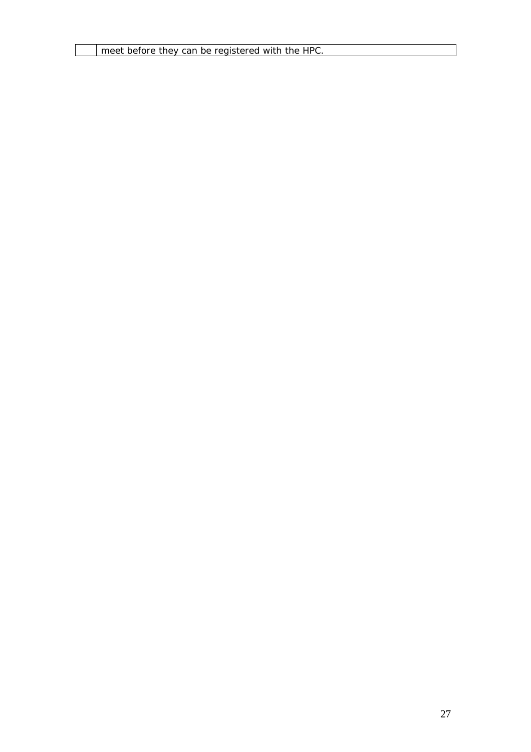| | |
|---|---|
| | meet before they can be registered with the HPC. |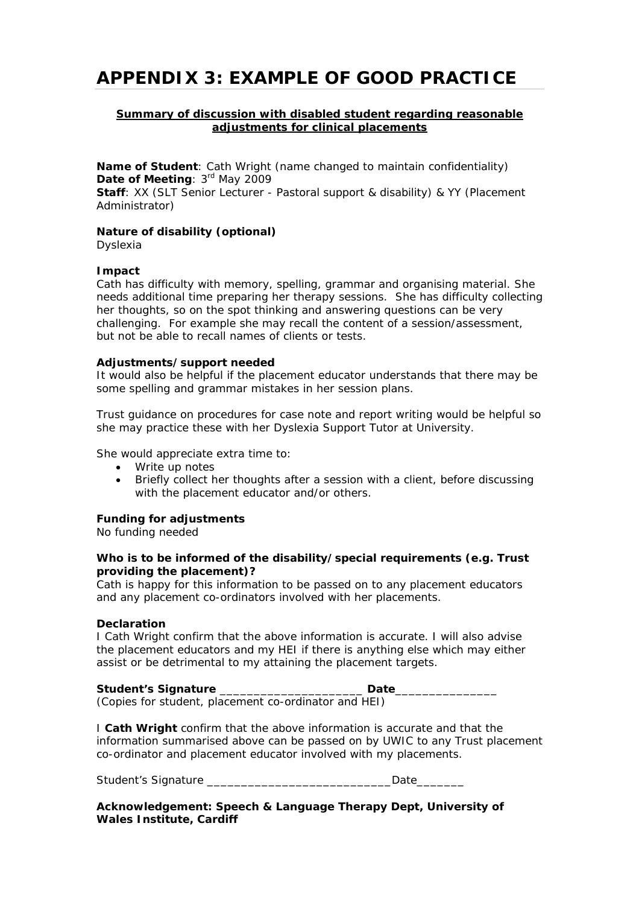# APPENDIX 3: EXAMPLE OF GOOD PRACTICE

**Summary of discussion with disabled student regarding reasonable adjustments for clinical placements**

**Name of Student**: Cath Wright (name changed to maintain confidentiality)
**Date of Meeting**: 3rd May 2009
**Staff**: XX (SLT Senior Lecturer - Pastoral support & disability) & YY (Placement Administrator)

**Nature of disability (optional)**
Dyslexia

**Impact**
Cath has difficulty with memory, spelling, grammar and organising material. She needs additional time preparing her therapy sessions. She has difficulty collecting her thoughts, so on the spot thinking and answering questions can be very challenging. For example she may recall the content of a session/assessment, but not be able to recall names of clients or tests.

**Adjustments/support needed**
It would also be helpful if the placement educator understands that there may be some spelling and grammar mistakes in her session plans.

Trust guidance on procedures for case note and report writing would be helpful so she may practice these with her Dyslexia Support Tutor at University.

She would appreciate extra time to:

- Write up notes
- Briefly collect her thoughts after a session with a client, before discussing with the placement educator and/or others.

**Funding for adjustments**
No funding needed

**Who is to be informed of the disability/special requirements (e.g. Trust providing the placement)?**
Cath is happy for this information to be passed on to any placement educators and any placement co-ordinators involved with her placements.

**Declaration**
I Cath Wright confirm that the above information is accurate. I will also advise the placement educators and my HEI if there is anything else which may either assist or be detrimental to my attaining the placement targets.

**Student's Signature** _____________________ **Date**_______________
(Copies for student, placement co-ordinator and HEI)

I **Cath Wright** confirm that the above information is accurate and that the information summarised above can be passed on by UWIC to any Trust placement co-ordinator and placement educator involved with my placements.

Student's Signature ___________________________Date_______

**Acknowledgement: Speech & Language Therapy Dept, University of Wales Institute, Cardiff**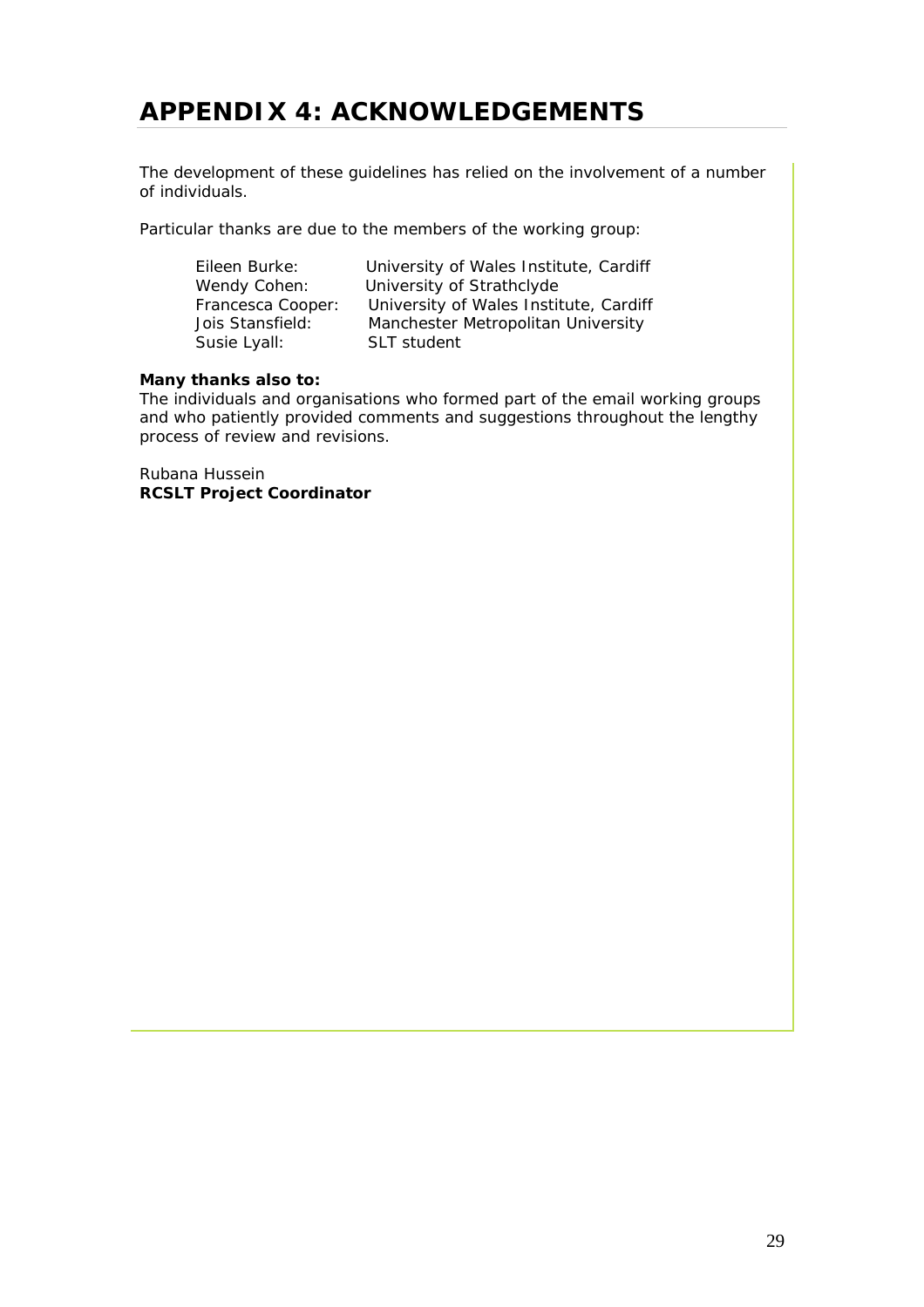# APPENDIX 4: ACKNOWLEDGEMENTS

The development of these guidelines has relied on the involvement of a number of individuals.

Particular thanks are due to the members of the working group:

| | |
|---|---|
| Eileen Burke: | University of Wales Institute, Cardiff |
| Wendy Cohen: | University of Strathclyde |
| Francesca Cooper: | University of Wales Institute, Cardiff |
| Jois Stansfield: | Manchester Metropolitan University |
| Susie Lyall: | SLT student |

**Many thanks also to:**
The individuals and organisations who formed part of the email working groups and who patiently provided comments and suggestions throughout the lengthy process of review and revisions.

Rubana Hussein
**RCSLT Project Coordinator**